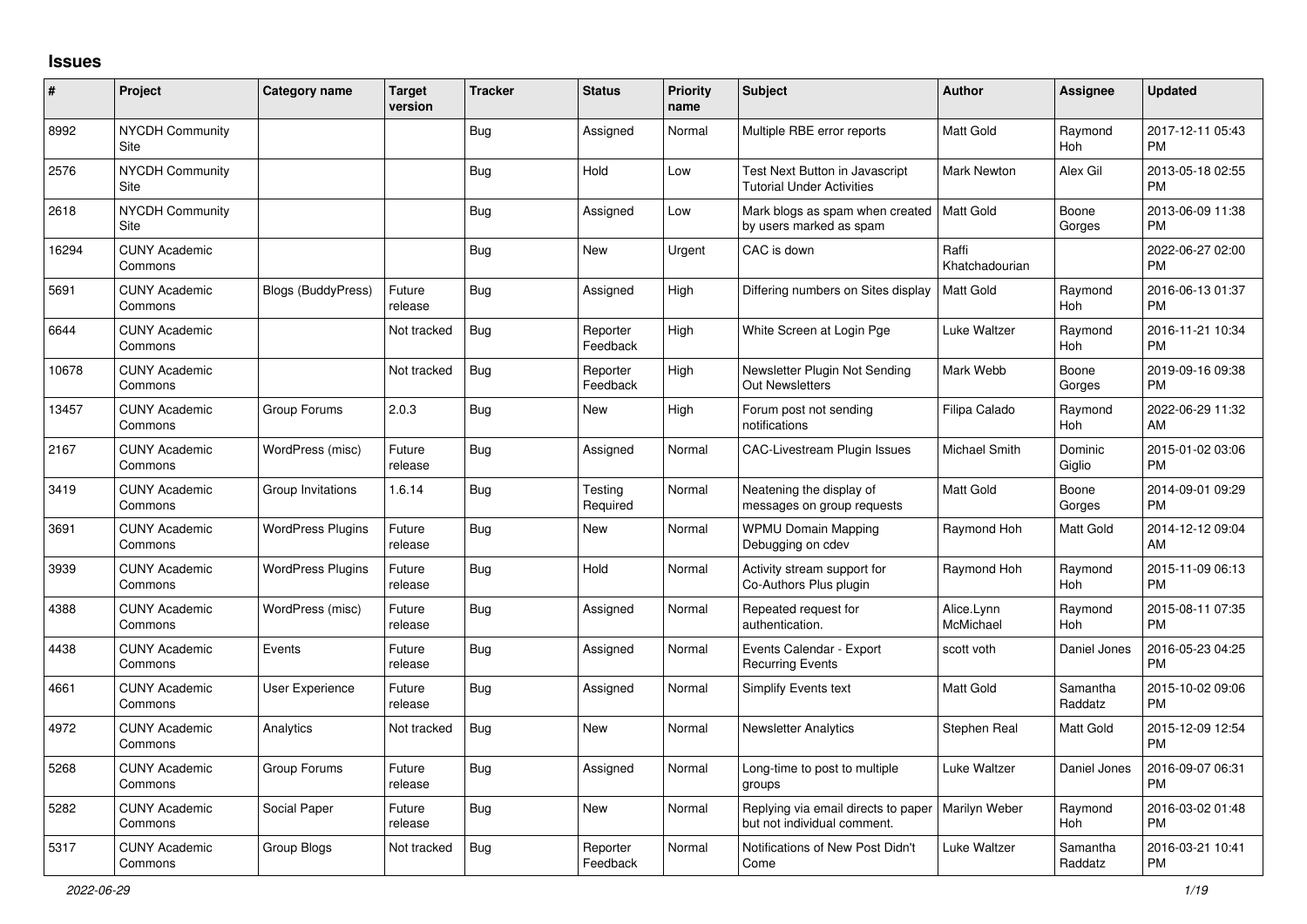## Issues

| # | Project | Category name | Target version | Tracker | Status | Priority name | Subject | Author | Assignee | Updated |
|---|---|---|---|---|---|---|---|---|---|---|
| 8992 | NYCDH Community Site | | | Bug | Assigned | Normal | Multiple RBE error reports | Matt Gold | Raymond Hoh | 2017-12-11 05:43 PM |
| 2576 | NYCDH Community Site | | | Bug | Hold | Low | Test Next Button in Javascript Tutorial Under Activities | Mark Newton | Alex Gil | 2013-05-18 02:55 PM |
| 2618 | NYCDH Community Site | | | Bug | Assigned | Low | Mark blogs as spam when created by users marked as spam | Matt Gold | Boone Gorges | 2013-06-09 11:38 PM |
| 16294 | CUNY Academic Commons | | | Bug | New | Urgent | CAC is down | Raffi Khatchadourian | | 2022-06-27 02:00 PM |
| 5691 | CUNY Academic Commons | Blogs (BuddyPress) | Future release | Bug | Assigned | High | Differing numbers on Sites display | Matt Gold | Raymond Hoh | 2016-06-13 01:37 PM |
| 6644 | CUNY Academic Commons | | Not tracked | Bug | Reporter Feedback | High | White Screen at Login Pge | Luke Waltzer | Raymond Hoh | 2016-11-21 10:34 PM |
| 10678 | CUNY Academic Commons | | Not tracked | Bug | Reporter Feedback | High | Newsletter Plugin Not Sending Out Newsletters | Mark Webb | Boone Gorges | 2019-09-16 09:38 PM |
| 13457 | CUNY Academic Commons | Group Forums | 2.0.3 | Bug | New | High | Forum post not sending notifications | Filipa Calado | Raymond Hoh | 2022-06-29 11:32 AM |
| 2167 | CUNY Academic Commons | WordPress (misc) | Future release | Bug | Assigned | Normal | CAC-Livestream Plugin Issues | Michael Smith | Dominic Giglio | 2015-01-02 03:06 PM |
| 3419 | CUNY Academic Commons | Group Invitations | 1.6.14 | Bug | Testing Required | Normal | Neatening the display of messages on group requests | Matt Gold | Boone Gorges | 2014-09-01 09:29 PM |
| 3691 | CUNY Academic Commons | WordPress Plugins | Future release | Bug | New | Normal | WPMU Domain Mapping Debugging on cdev | Raymond Hoh | Matt Gold | 2014-12-12 09:04 AM |
| 3939 | CUNY Academic Commons | WordPress Plugins | Future release | Bug | Hold | Normal | Activity stream support for Co-Authors Plus plugin | Raymond Hoh | Raymond Hoh | 2015-11-09 06:13 PM |
| 4388 | CUNY Academic Commons | WordPress (misc) | Future release | Bug | Assigned | Normal | Repeated request for authentication. | Alice.Lynn McMichael | Raymond Hoh | 2015-08-11 07:35 PM |
| 4438 | CUNY Academic Commons | Events | Future release | Bug | Assigned | Normal | Events Calendar - Export Recurring Events | scott voth | Daniel Jones | 2016-05-23 04:25 PM |
| 4661 | CUNY Academic Commons | User Experience | Future release | Bug | Assigned | Normal | Simplify Events text | Matt Gold | Samantha Raddatz | 2015-10-02 09:06 PM |
| 4972 | CUNY Academic Commons | Analytics | Not tracked | Bug | New | Normal | Newsletter Analytics | Stephen Real | Matt Gold | 2015-12-09 12:54 PM |
| 5268 | CUNY Academic Commons | Group Forums | Future release | Bug | Assigned | Normal | Long-time to post to multiple groups | Luke Waltzer | Daniel Jones | 2016-09-07 06:31 PM |
| 5282 | CUNY Academic Commons | Social Paper | Future release | Bug | New | Normal | Replying via email directs to paper but not individual comment. | Marilyn Weber | Raymond Hoh | 2016-03-02 01:48 PM |
| 5317 | CUNY Academic Commons | Group Blogs | Not tracked | Bug | Reporter Feedback | Normal | Notifications of New Post Didn't Come | Luke Waltzer | Samantha Raddatz | 2016-03-21 10:41 PM |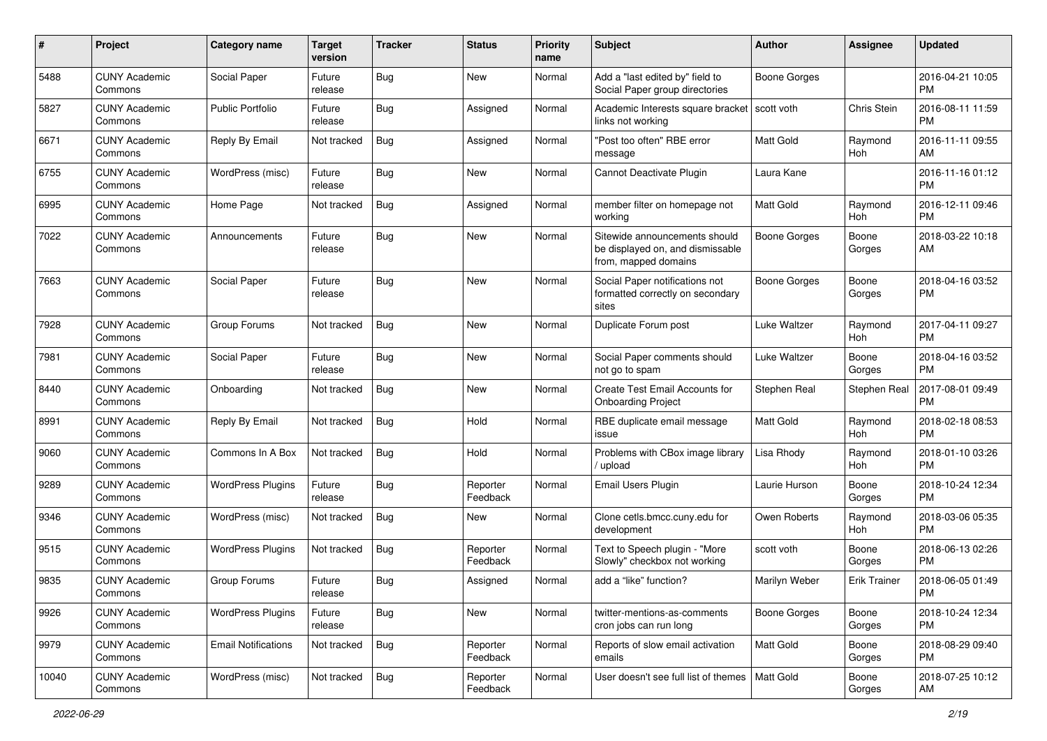| # | Project | Category name | Target version | Tracker | Status | Priority name | Subject | Author | Assignee | Updated |
|---|---|---|---|---|---|---|---|---|---|---|
| 5488 | CUNY Academic Commons | Social Paper | Future release | Bug | New | Normal | Add a "last edited by" field to Social Paper group directories | Boone Gorges | | 2016-04-21 10:05 PM |
| 5827 | CUNY Academic Commons | Public Portfolio | Future release | Bug | Assigned | Normal | Academic Interests square bracket links not working | scott voth | Chris Stein | 2016-08-11 11:59 PM |
| 6671 | CUNY Academic Commons | Reply By Email | Not tracked | Bug | Assigned | Normal | "Post too often" RBE error message | Matt Gold | Raymond Hoh | 2016-11-11 09:55 AM |
| 6755 | CUNY Academic Commons | WordPress (misc) | Future release | Bug | New | Normal | Cannot Deactivate Plugin | Laura Kane | | 2016-11-16 01:12 PM |
| 6995 | CUNY Academic Commons | Home Page | Not tracked | Bug | Assigned | Normal | member filter on homepage not working | Matt Gold | Raymond Hoh | 2016-12-11 09:46 PM |
| 7022 | CUNY Academic Commons | Announcements | Future release | Bug | New | Normal | Sitewide announcements should be displayed on, and dismissable from, mapped domains | Boone Gorges | Boone Gorges | 2018-03-22 10:18 AM |
| 7663 | CUNY Academic Commons | Social Paper | Future release | Bug | New | Normal | Social Paper notifications not formatted correctly on secondary sites | Boone Gorges | Boone Gorges | 2018-04-16 03:52 PM |
| 7928 | CUNY Academic Commons | Group Forums | Not tracked | Bug | New | Normal | Duplicate Forum post | Luke Waltzer | Raymond Hoh | 2017-04-11 09:27 PM |
| 7981 | CUNY Academic Commons | Social Paper | Future release | Bug | New | Normal | Social Paper comments should not go to spam | Luke Waltzer | Boone Gorges | 2018-04-16 03:52 PM |
| 8440 | CUNY Academic Commons | Onboarding | Not tracked | Bug | New | Normal | Create Test Email Accounts for Onboarding Project | Stephen Real | Stephen Real | 2017-08-01 09:49 PM |
| 8991 | CUNY Academic Commons | Reply By Email | Not tracked | Bug | Hold | Normal | RBE duplicate email message issue | Matt Gold | Raymond Hoh | 2018-02-18 08:53 PM |
| 9060 | CUNY Academic Commons | Commons In A Box | Not tracked | Bug | Hold | Normal | Problems with CBox image library / upload | Lisa Rhody | Raymond Hoh | 2018-01-10 03:26 PM |
| 9289 | CUNY Academic Commons | WordPress Plugins | Future release | Bug | Reporter Feedback | Normal | Email Users Plugin | Laurie Hurson | Boone Gorges | 2018-10-24 12:34 PM |
| 9346 | CUNY Academic Commons | WordPress (misc) | Not tracked | Bug | New | Normal | Clone cetls.bmcc.cuny.edu for development | Owen Roberts | Raymond Hoh | 2018-03-06 05:35 PM |
| 9515 | CUNY Academic Commons | WordPress Plugins | Not tracked | Bug | Reporter Feedback | Normal | Text to Speech plugin - "More Slowly" checkbox not working | scott voth | Boone Gorges | 2018-06-13 02:26 PM |
| 9835 | CUNY Academic Commons | Group Forums | Future release | Bug | Assigned | Normal | add a "like" function? | Marilyn Weber | Erik Trainer | 2018-06-05 01:49 PM |
| 9926 | CUNY Academic Commons | WordPress Plugins | Future release | Bug | New | Normal | twitter-mentions-as-comments cron jobs can run long | Boone Gorges | Boone Gorges | 2018-10-24 12:34 PM |
| 9979 | CUNY Academic Commons | Email Notifications | Not tracked | Bug | Reporter Feedback | Normal | Reports of slow email activation emails | Matt Gold | Boone Gorges | 2018-08-29 09:40 PM |
| 10040 | CUNY Academic Commons | WordPress (misc) | Not tracked | Bug | Reporter Feedback | Normal | User doesn't see full list of themes | Matt Gold | Boone Gorges | 2018-07-25 10:12 AM |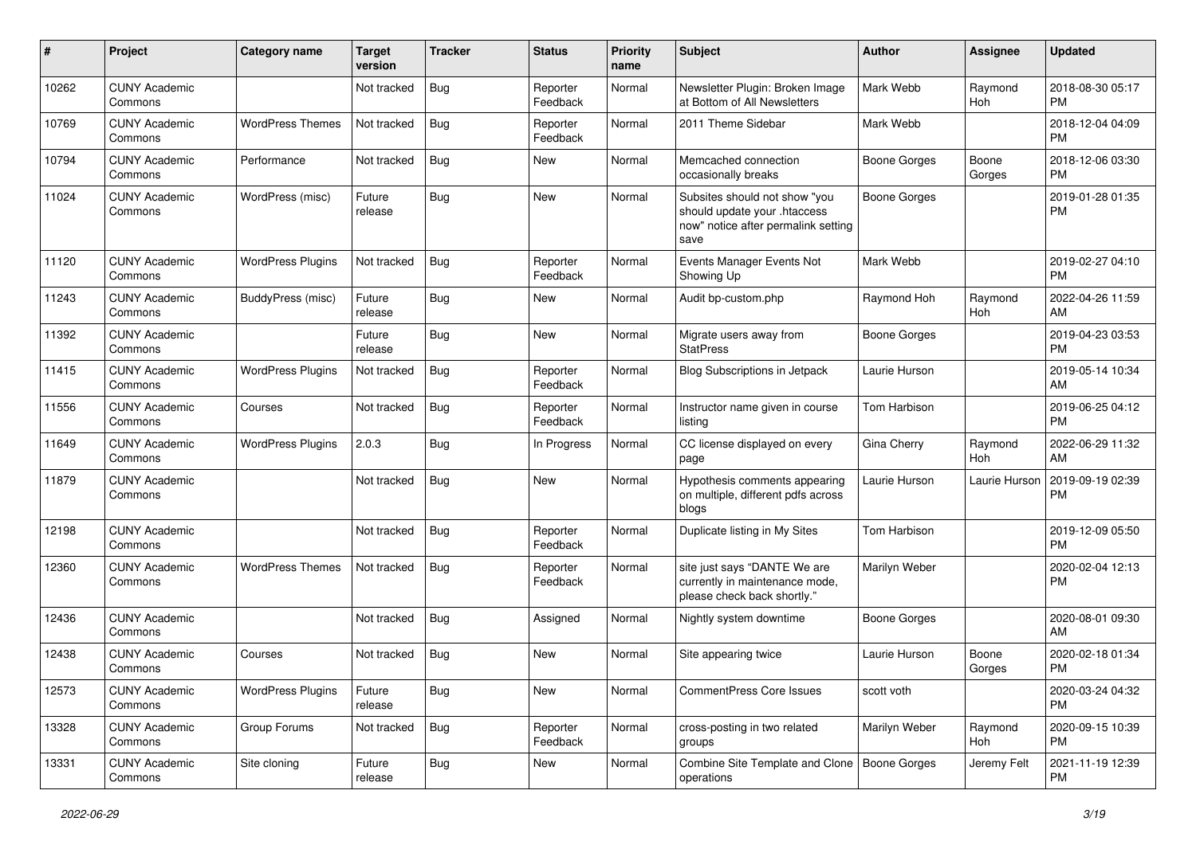| # | Project | Category name | Target version | Tracker | Status | Priority name | Subject | Author | Assignee | Updated |
|---|---|---|---|---|---|---|---|---|---|---|
| 10262 | CUNY Academic Commons | | Not tracked | Bug | Reporter Feedback | Normal | Newsletter Plugin: Broken Image at Bottom of All Newsletters | Mark Webb | Raymond Hoh | 2018-08-30 05:17 PM |
| 10769 | CUNY Academic Commons | WordPress Themes | Not tracked | Bug | Reporter Feedback | Normal | 2011 Theme Sidebar | Mark Webb | | 2018-12-04 04:09 PM |
| 10794 | CUNY Academic Commons | Performance | Not tracked | Bug | New | Normal | Memcached connection occasionally breaks | Boone Gorges | Boone Gorges | 2018-12-06 03:30 PM |
| 11024 | CUNY Academic Commons | WordPress (misc) | Future release | Bug | New | Normal | Subsites should not show "you should update your .htaccess now" notice after permalink setting save | Boone Gorges | | 2019-01-28 01:35 PM |
| 11120 | CUNY Academic Commons | WordPress Plugins | Not tracked | Bug | Reporter Feedback | Normal | Events Manager Events Not Showing Up | Mark Webb | | 2019-02-27 04:10 PM |
| 11243 | CUNY Academic Commons | BuddyPress (misc) | Future release | Bug | New | Normal | Audit bp-custom.php | Raymond Hoh | Raymond Hoh | 2022-04-26 11:59 AM |
| 11392 | CUNY Academic Commons | | Future release | Bug | New | Normal | Migrate users away from StatPress | Boone Gorges | | 2019-04-23 03:53 PM |
| 11415 | CUNY Academic Commons | WordPress Plugins | Not tracked | Bug | Reporter Feedback | Normal | Blog Subscriptions in Jetpack | Laurie Hurson | | 2019-05-14 10:34 AM |
| 11556 | CUNY Academic Commons | Courses | Not tracked | Bug | Reporter Feedback | Normal | Instructor name given in course listing | Tom Harbison | | 2019-06-25 04:12 PM |
| 11649 | CUNY Academic Commons | WordPress Plugins | 2.0.3 | Bug | In Progress | Normal | CC license displayed on every page | Gina Cherry | Raymond Hoh | 2022-06-29 11:32 AM |
| 11879 | CUNY Academic Commons | | Not tracked | Bug | New | Normal | Hypothesis comments appearing on multiple, different pdfs across blogs | Laurie Hurson | Laurie Hurson | 2019-09-19 02:39 PM |
| 12198 | CUNY Academic Commons | | Not tracked | Bug | Reporter Feedback | Normal | Duplicate listing in My Sites | Tom Harbison | | 2019-12-09 05:50 PM |
| 12360 | CUNY Academic Commons | WordPress Themes | Not tracked | Bug | Reporter Feedback | Normal | site just says "DANTE We are currently in maintenance mode, please check back shortly." | Marilyn Weber | | 2020-02-04 12:13 PM |
| 12436 | CUNY Academic Commons | | Not tracked | Bug | Assigned | Normal | Nightly system downtime | Boone Gorges | | 2020-08-01 09:30 AM |
| 12438 | CUNY Academic Commons | Courses | Not tracked | Bug | New | Normal | Site appearing twice | Laurie Hurson | Boone Gorges | 2020-02-18 01:34 PM |
| 12573 | CUNY Academic Commons | WordPress Plugins | Future release | Bug | New | Normal | CommentPress Core Issues | scott voth | | 2020-03-24 04:32 PM |
| 13328 | CUNY Academic Commons | Group Forums | Not tracked | Bug | Reporter Feedback | Normal | cross-posting in two related groups | Marilyn Weber | Raymond Hoh | 2020-09-15 10:39 PM |
| 13331 | CUNY Academic Commons | Site cloning | Future release | Bug | New | Normal | Combine Site Template and Clone operations | Boone Gorges | Jeremy Felt | 2021-11-19 12:39 PM |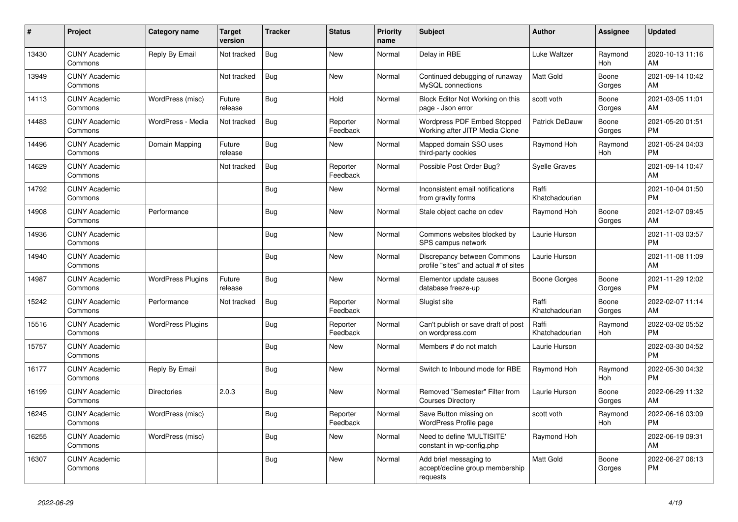| # | Project | Category name | Target version | Tracker | Status | Priority name | Subject | Author | Assignee | Updated |
|---|---|---|---|---|---|---|---|---|---|---|
| 13430 | CUNY Academic Commons | Reply By Email | Not tracked | Bug | New | Normal | Delay in RBE | Luke Waltzer | Raymond Hoh | 2020-10-13 11:16 AM |
| 13949 | CUNY Academic Commons | | Not tracked | Bug | New | Normal | Continued debugging of runaway MySQL connections | Matt Gold | Boone Gorges | 2021-09-14 10:42 AM |
| 14113 | CUNY Academic Commons | WordPress (misc) | Future release | Bug | Hold | Normal | Block Editor Not Working on this page - Json error | scott voth | Boone Gorges | 2021-03-05 11:01 AM |
| 14483 | CUNY Academic Commons | WordPress - Media | Not tracked | Bug | Reporter Feedback | Normal | Wordpress PDF Embed Stopped Working after JITP Media Clone | Patrick DeDauw | Boone Gorges | 2021-05-20 01:51 PM |
| 14496 | CUNY Academic Commons | Domain Mapping | Future release | Bug | New | Normal | Mapped domain SSO uses third-party cookies | Raymond Hoh | Raymond Hoh | 2021-05-24 04:03 PM |
| 14629 | CUNY Academic Commons | | Not tracked | Bug | Reporter Feedback | Normal | Possible Post Order Bug? | Syelle Graves | | 2021-09-14 10:47 AM |
| 14792 | CUNY Academic Commons | | | Bug | New | Normal | Inconsistent email notifications from gravity forms | Raffi Khatchadourian | | 2021-10-04 01:50 PM |
| 14908 | CUNY Academic Commons | Performance | | Bug | New | Normal | Stale object cache on cdev | Raymond Hoh | Boone Gorges | 2021-12-07 09:45 AM |
| 14936 | CUNY Academic Commons | | | Bug | New | Normal | Commons websites blocked by SPS campus network | Laurie Hurson | | 2021-11-03 03:57 PM |
| 14940 | CUNY Academic Commons | | | Bug | New | Normal | Discrepancy between Commons profile "sites" and actual # of sites | Laurie Hurson | | 2021-11-08 11:09 AM |
| 14987 | CUNY Academic Commons | WordPress Plugins | Future release | Bug | New | Normal | Elementor update causes database freeze-up | Boone Gorges | Boone Gorges | 2021-11-29 12:02 PM |
| 15242 | CUNY Academic Commons | Performance | Not tracked | Bug | Reporter Feedback | Normal | Slugist site | Raffi Khatchadourian | Boone Gorges | 2022-02-07 11:14 AM |
| 15516 | CUNY Academic Commons | WordPress Plugins | | Bug | Reporter Feedback | Normal | Can't publish or save draft of post on wordpress.com | Raffi Khatchadourian | Raymond Hoh | 2022-03-02 05:52 PM |
| 15757 | CUNY Academic Commons | | | Bug | New | Normal | Members # do not match | Laurie Hurson | | 2022-03-30 04:52 PM |
| 16177 | CUNY Academic Commons | Reply By Email | | Bug | New | Normal | Switch to Inbound mode for RBE | Raymond Hoh | Raymond Hoh | 2022-05-30 04:32 PM |
| 16199 | CUNY Academic Commons | Directories | 2.0.3 | Bug | New | Normal | Removed "Semester" Filter from Courses Directory | Laurie Hurson | Boone Gorges | 2022-06-29 11:32 AM |
| 16245 | CUNY Academic Commons | WordPress (misc) | | Bug | Reporter Feedback | Normal | Save Button missing on WordPress Profile page | scott voth | Raymond Hoh | 2022-06-16 03:09 PM |
| 16255 | CUNY Academic Commons | WordPress (misc) | | Bug | New | Normal | Need to define 'MULTISITE' constant in wp-config.php | Raymond Hoh | | 2022-06-19 09:31 AM |
| 16307 | CUNY Academic Commons | | | Bug | New | Normal | Add brief messaging to accept/decline group membership requests | Matt Gold | Boone Gorges | 2022-06-27 06:13 PM |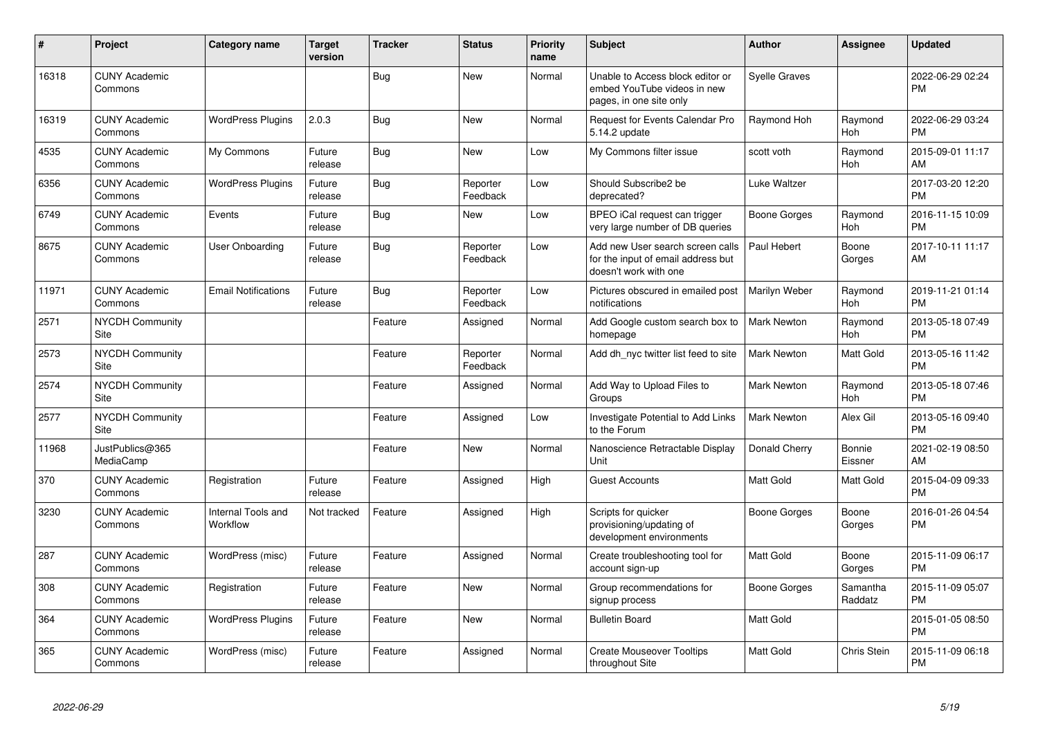| # | Project | Category name | Target version | Tracker | Status | Priority name | Subject | Author | Assignee | Updated |
| --- | --- | --- | --- | --- | --- | --- | --- | --- | --- | --- |
| 16318 | CUNY Academic Commons | | | Bug | New | Normal | Unable to Access block editor or embed YouTube videos in new pages, in one site only | Syelle Graves | | 2022-06-29 02:24 PM |
| 16319 | CUNY Academic Commons | WordPress Plugins | 2.0.3 | Bug | New | Normal | Request for Events Calendar Pro 5.14.2 update | Raymond Hoh | Raymond Hoh | 2022-06-29 03:24 PM |
| 4535 | CUNY Academic Commons | My Commons | Future release | Bug | New | Low | My Commons filter issue | scott voth | Raymond Hoh | 2015-09-01 11:17 AM |
| 6356 | CUNY Academic Commons | WordPress Plugins | Future release | Bug | Reporter Feedback | Low | Should Subscribe2 be deprecated? | Luke Waltzer | | 2017-03-20 12:20 PM |
| 6749 | CUNY Academic Commons | Events | Future release | Bug | New | Low | BPEO iCal request can trigger very large number of DB queries | Boone Gorges | Raymond Hoh | 2016-11-15 10:09 PM |
| 8675 | CUNY Academic Commons | User Onboarding | Future release | Bug | Reporter Feedback | Low | Add new User search screen calls for the input of email address but doesn't work with one | Paul Hebert | Boone Gorges | 2017-10-11 11:17 AM |
| 11971 | CUNY Academic Commons | Email Notifications | Future release | Bug | Reporter Feedback | Low | Pictures obscured in emailed post notifications | Marilyn Weber | Raymond Hoh | 2019-11-21 01:14 PM |
| 2571 | NYCDH Community Site | | | Feature | Assigned | Normal | Add Google custom search box to homepage | Mark Newton | Raymond Hoh | 2013-05-18 07:49 PM |
| 2573 | NYCDH Community Site | | | Feature | Reporter Feedback | Normal | Add dh_nyc twitter list feed to site | Mark Newton | Matt Gold | 2013-05-16 11:42 PM |
| 2574 | NYCDH Community Site | | | Feature | Assigned | Normal | Add Way to Upload Files to Groups | Mark Newton | Raymond Hoh | 2013-05-18 07:46 PM |
| 2577 | NYCDH Community Site | | | Feature | Assigned | Low | Investigate Potential to Add Links to the Forum | Mark Newton | Alex Gil | 2013-05-16 09:40 PM |
| 11968 | JustPublics@365 MediaCamp | | | Feature | New | Normal | Nanoscience Retractable Display Unit | Donald Cherry | Bonnie Eissner | 2021-02-19 08:50 AM |
| 370 | CUNY Academic Commons | Registration | Future release | Feature | Assigned | High | Guest Accounts | Matt Gold | Matt Gold | 2015-04-09 09:33 PM |
| 3230 | CUNY Academic Commons | Internal Tools and Workflow | Not tracked | Feature | Assigned | High | Scripts for quicker provisioning/updating of development environments | Boone Gorges | Boone Gorges | 2016-01-26 04:54 PM |
| 287 | CUNY Academic Commons | WordPress (misc) | Future release | Feature | Assigned | Normal | Create troubleshooting tool for account sign-up | Matt Gold | Boone Gorges | 2015-11-09 06:17 PM |
| 308 | CUNY Academic Commons | Registration | Future release | Feature | New | Normal | Group recommendations for signup process | Boone Gorges | Samantha Raddatz | 2015-11-09 05:07 PM |
| 364 | CUNY Academic Commons | WordPress Plugins | Future release | Feature | New | Normal | Bulletin Board | Matt Gold | | 2015-01-05 08:50 PM |
| 365 | CUNY Academic Commons | WordPress (misc) | Future release | Feature | Assigned | Normal | Create Mouseover Tooltips throughout Site | Matt Gold | Chris Stein | 2015-11-09 06:18 PM |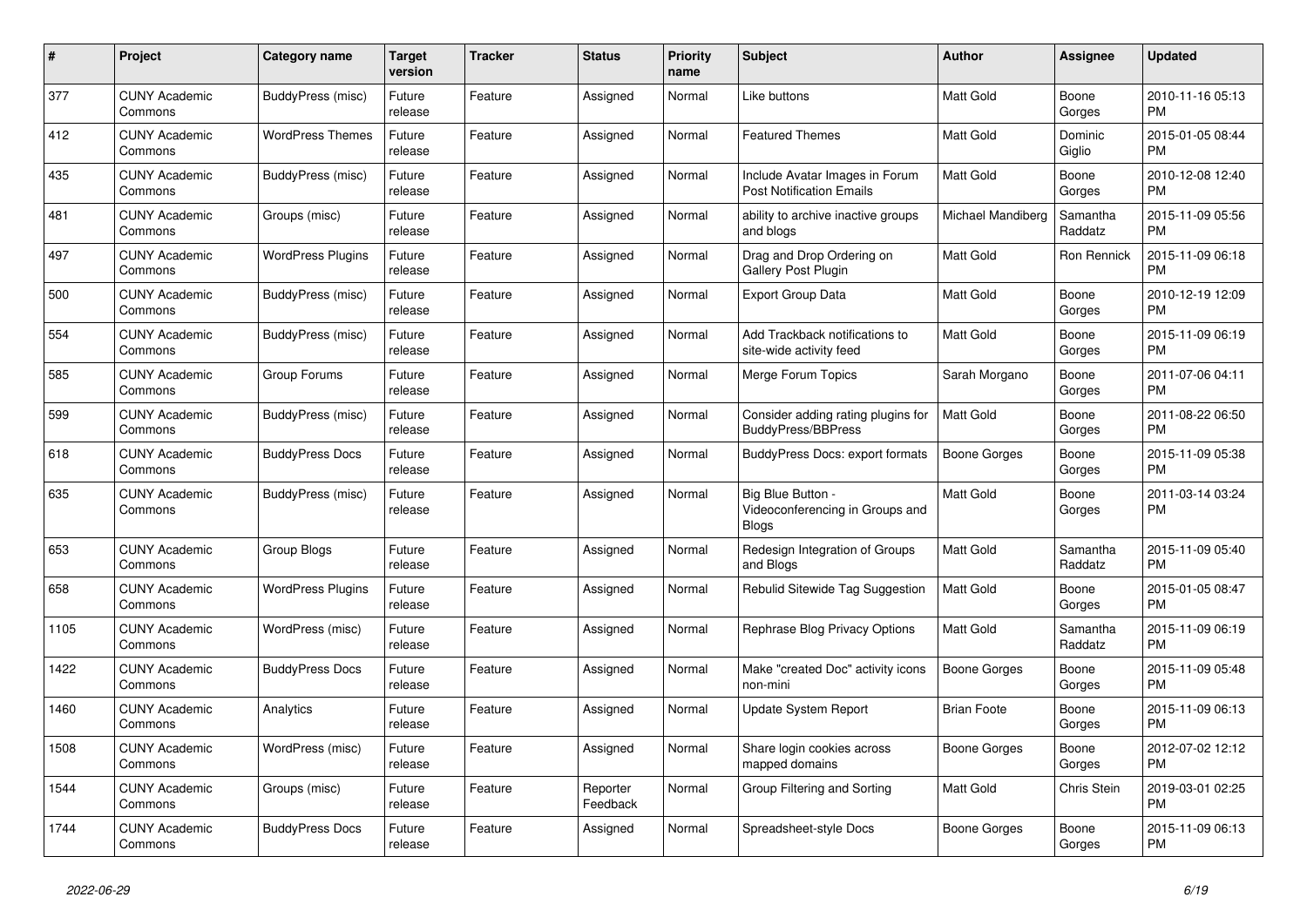| # | Project | Category name | Target version | Tracker | Status | Priority name | Subject | Author | Assignee | Updated |
|---|---|---|---|---|---|---|---|---|---|---|
| 377 | CUNY Academic Commons | BuddyPress (misc) | Future release | Feature | Assigned | Normal | Like buttons | Matt Gold | Boone Gorges | 2010-11-16 05:13 PM |
| 412 | CUNY Academic Commons | WordPress Themes | Future release | Feature | Assigned | Normal | Featured Themes | Matt Gold | Dominic Giglio | 2015-01-05 08:44 PM |
| 435 | CUNY Academic Commons | BuddyPress (misc) | Future release | Feature | Assigned | Normal | Include Avatar Images in Forum Post Notification Emails | Matt Gold | Boone Gorges | 2010-12-08 12:40 PM |
| 481 | CUNY Academic Commons | Groups (misc) | Future release | Feature | Assigned | Normal | ability to archive inactive groups and blogs | Michael Mandiberg | Samantha Raddatz | 2015-11-09 05:56 PM |
| 497 | CUNY Academic Commons | WordPress Plugins | Future release | Feature | Assigned | Normal | Drag and Drop Ordering on Gallery Post Plugin | Matt Gold | Ron Rennick | 2015-11-09 06:18 PM |
| 500 | CUNY Academic Commons | BuddyPress (misc) | Future release | Feature | Assigned | Normal | Export Group Data | Matt Gold | Boone Gorges | 2010-12-19 12:09 PM |
| 554 | CUNY Academic Commons | BuddyPress (misc) | Future release | Feature | Assigned | Normal | Add Trackback notifications to site-wide activity feed | Matt Gold | Boone Gorges | 2015-11-09 06:19 PM |
| 585 | CUNY Academic Commons | Group Forums | Future release | Feature | Assigned | Normal | Merge Forum Topics | Sarah Morgano | Boone Gorges | 2011-07-06 04:11 PM |
| 599 | CUNY Academic Commons | BuddyPress (misc) | Future release | Feature | Assigned | Normal | Consider adding rating plugins for BuddyPress/BBPress | Matt Gold | Boone Gorges | 2011-08-22 06:50 PM |
| 618 | CUNY Academic Commons | BuddyPress Docs | Future release | Feature | Assigned | Normal | BuddyPress Docs: export formats | Boone Gorges | Boone Gorges | 2015-11-09 05:38 PM |
| 635 | CUNY Academic Commons | BuddyPress (misc) | Future release | Feature | Assigned | Normal | Big Blue Button - Videoconferencing in Groups and Blogs | Matt Gold | Boone Gorges | 2011-03-14 03:24 PM |
| 653 | CUNY Academic Commons | Group Blogs | Future release | Feature | Assigned | Normal | Redesign Integration of Groups and Blogs | Matt Gold | Samantha Raddatz | 2015-11-09 05:40 PM |
| 658 | CUNY Academic Commons | WordPress Plugins | Future release | Feature | Assigned | Normal | Rebulid Sitewide Tag Suggestion | Matt Gold | Boone Gorges | 2015-01-05 08:47 PM |
| 1105 | CUNY Academic Commons | WordPress (misc) | Future release | Feature | Assigned | Normal | Rephrase Blog Privacy Options | Matt Gold | Samantha Raddatz | 2015-11-09 06:19 PM |
| 1422 | CUNY Academic Commons | BuddyPress Docs | Future release | Feature | Assigned | Normal | Make "created Doc" activity icons non-mini | Boone Gorges | Boone Gorges | 2015-11-09 05:48 PM |
| 1460 | CUNY Academic Commons | Analytics | Future release | Feature | Assigned | Normal | Update System Report | Brian Foote | Boone Gorges | 2015-11-09 06:13 PM |
| 1508 | CUNY Academic Commons | WordPress (misc) | Future release | Feature | Assigned | Normal | Share login cookies across mapped domains | Boone Gorges | Boone Gorges | 2012-07-02 12:12 PM |
| 1544 | CUNY Academic Commons | Groups (misc) | Future release | Feature | Reporter Feedback | Normal | Group Filtering and Sorting | Matt Gold | Chris Stein | 2019-03-01 02:25 PM |
| 1744 | CUNY Academic Commons | BuddyPress Docs | Future release | Feature | Assigned | Normal | Spreadsheet-style Docs | Boone Gorges | Boone Gorges | 2015-11-09 06:13 PM |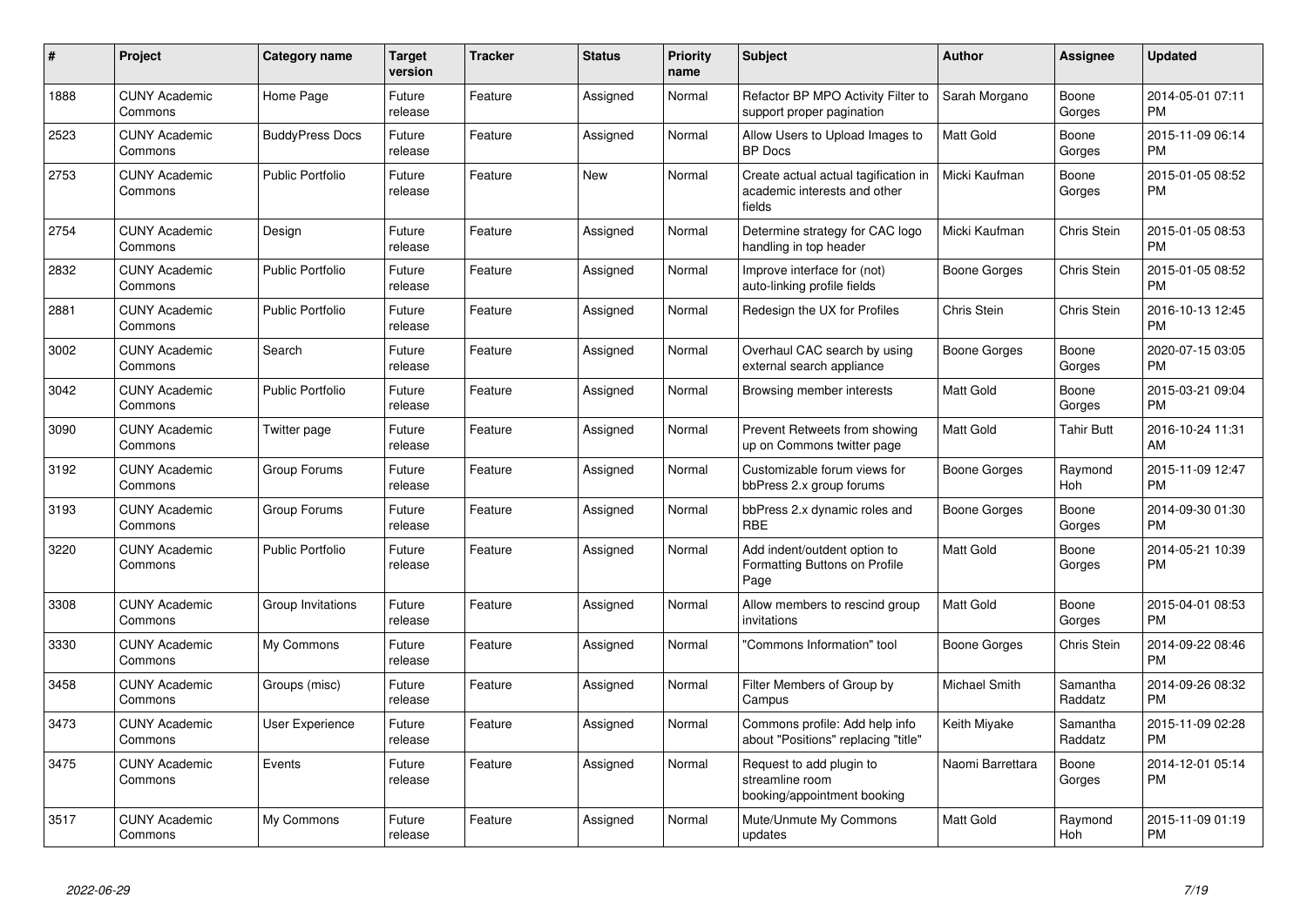| # | Project | Category name | Target version | Tracker | Status | Priority name | Subject | Author | Assignee | Updated |
|---|---|---|---|---|---|---|---|---|---|---|
| 1888 | CUNY Academic Commons | Home Page | Future release | Feature | Assigned | Normal | Refactor BP MPO Activity Filter to support proper pagination | Sarah Morgano | Boone Gorges | 2014-05-01 07:11 PM |
| 2523 | CUNY Academic Commons | BuddyPress Docs | Future release | Feature | Assigned | Normal | Allow Users to Upload Images to BP Docs | Matt Gold | Boone Gorges | 2015-11-09 06:14 PM |
| 2753 | CUNY Academic Commons | Public Portfolio | Future release | Feature | New | Normal | Create actual actual tagification in academic interests and other fields | Micki Kaufman | Boone Gorges | 2015-01-05 08:52 PM |
| 2754 | CUNY Academic Commons | Design | Future release | Feature | Assigned | Normal | Determine strategy for CAC logo handling in top header | Micki Kaufman | Chris Stein | 2015-01-05 08:53 PM |
| 2832 | CUNY Academic Commons | Public Portfolio | Future release | Feature | Assigned | Normal | Improve interface for (not) auto-linking profile fields | Boone Gorges | Chris Stein | 2015-01-05 08:52 PM |
| 2881 | CUNY Academic Commons | Public Portfolio | Future release | Feature | Assigned | Normal | Redesign the UX for Profiles | Chris Stein | Chris Stein | 2016-10-13 12:45 PM |
| 3002 | CUNY Academic Commons | Search | Future release | Feature | Assigned | Normal | Overhaul CAC search by using external search appliance | Boone Gorges | Boone Gorges | 2020-07-15 03:05 PM |
| 3042 | CUNY Academic Commons | Public Portfolio | Future release | Feature | Assigned | Normal | Browsing member interests | Matt Gold | Boone Gorges | 2015-03-21 09:04 PM |
| 3090 | CUNY Academic Commons | Twitter page | Future release | Feature | Assigned | Normal | Prevent Retweets from showing up on Commons twitter page | Matt Gold | Tahir Butt | 2016-10-24 11:31 AM |
| 3192 | CUNY Academic Commons | Group Forums | Future release | Feature | Assigned | Normal | Customizable forum views for bbPress 2.x group forums | Boone Gorges | Raymond Hoh | 2015-11-09 12:47 PM |
| 3193 | CUNY Academic Commons | Group Forums | Future release | Feature | Assigned | Normal | bbPress 2.x dynamic roles and RBE | Boone Gorges | Boone Gorges | 2014-09-30 01:30 PM |
| 3220 | CUNY Academic Commons | Public Portfolio | Future release | Feature | Assigned | Normal | Add indent/outdent option to Formatting Buttons on Profile Page | Matt Gold | Boone Gorges | 2014-05-21 10:39 PM |
| 3308 | CUNY Academic Commons | Group Invitations | Future release | Feature | Assigned | Normal | Allow members to rescind group invitations | Matt Gold | Boone Gorges | 2015-04-01 08:53 PM |
| 3330 | CUNY Academic Commons | My Commons | Future release | Feature | Assigned | Normal | "Commons Information" tool | Boone Gorges | Chris Stein | 2014-09-22 08:46 PM |
| 3458 | CUNY Academic Commons | Groups (misc) | Future release | Feature | Assigned | Normal | Filter Members of Group by Campus | Michael Smith | Samantha Raddatz | 2014-09-26 08:32 PM |
| 3473 | CUNY Academic Commons | User Experience | Future release | Feature | Assigned | Normal | Commons profile: Add help info about "Positions" replacing "title" | Keith Miyake | Samantha Raddatz | 2015-11-09 02:28 PM |
| 3475 | CUNY Academic Commons | Events | Future release | Feature | Assigned | Normal | Request to add plugin to streamline room booking/appointment booking | Naomi Barrettara | Boone Gorges | 2014-12-01 05:14 PM |
| 3517 | CUNY Academic Commons | My Commons | Future release | Feature | Assigned | Normal | Mute/Unmute My Commons updates | Matt Gold | Raymond Hoh | 2015-11-09 01:19 PM |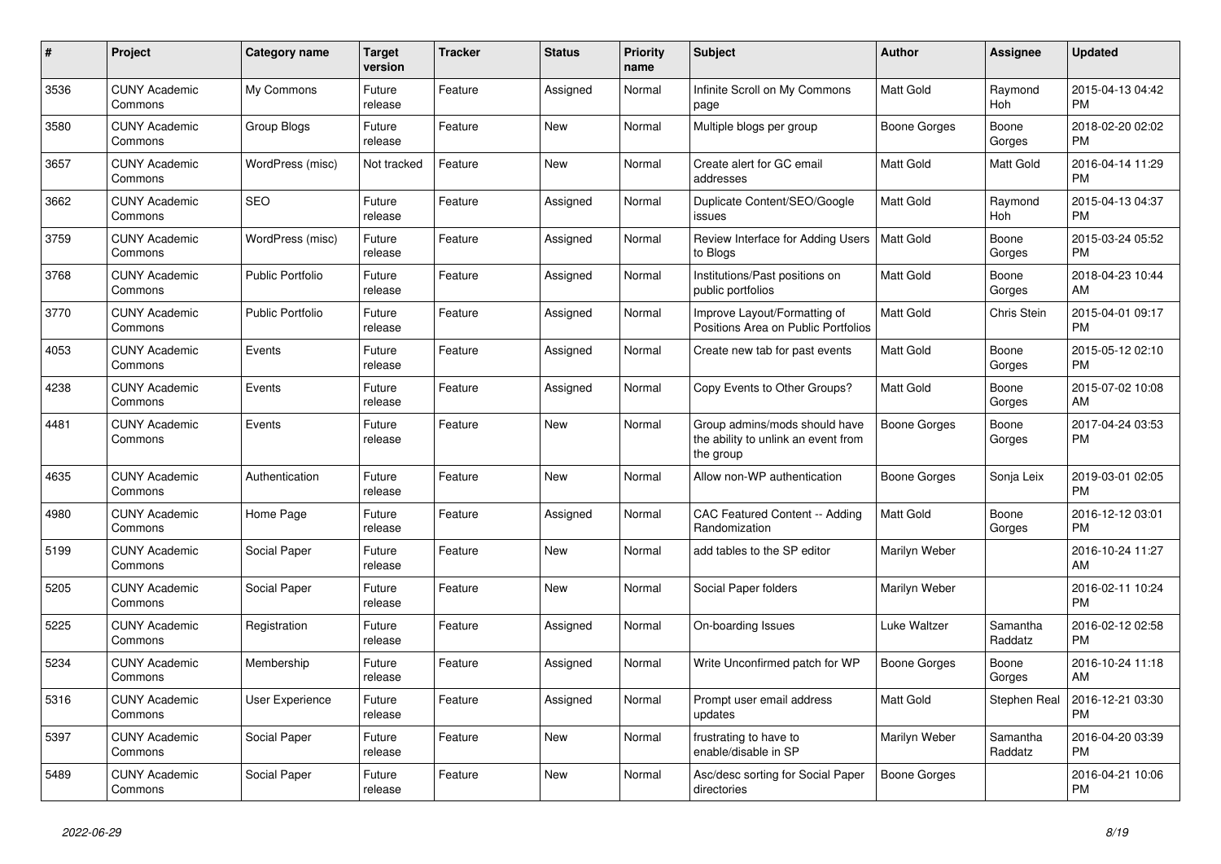| # | Project | Category name | Target version | Tracker | Status | Priority name | Subject | Author | Assignee | Updated |
|---|---|---|---|---|---|---|---|---|---|---|
| 3536 | CUNY Academic Commons | My Commons | Future release | Feature | Assigned | Normal | Infinite Scroll on My Commons page | Matt Gold | Raymond Hoh | 2015-04-13 04:42 PM |
| 3580 | CUNY Academic Commons | Group Blogs | Future release | Feature | New | Normal | Multiple blogs per group | Boone Gorges | Boone Gorges | 2018-02-20 02:02 PM |
| 3657 | CUNY Academic Commons | WordPress (misc) | Not tracked | Feature | New | Normal | Create alert for GC email addresses | Matt Gold | Matt Gold | 2016-04-14 11:29 PM |
| 3662 | CUNY Academic Commons | SEO | Future release | Feature | Assigned | Normal | Duplicate Content/SEO/Google issues | Matt Gold | Raymond Hoh | 2015-04-13 04:37 PM |
| 3759 | CUNY Academic Commons | WordPress (misc) | Future release | Feature | Assigned | Normal | Review Interface for Adding Users to Blogs | Matt Gold | Boone Gorges | 2015-03-24 05:52 PM |
| 3768 | CUNY Academic Commons | Public Portfolio | Future release | Feature | Assigned | Normal | Institutions/Past positions on public portfolios | Matt Gold | Boone Gorges | 2018-04-23 10:44 AM |
| 3770 | CUNY Academic Commons | Public Portfolio | Future release | Feature | Assigned | Normal | Improve Layout/Formatting of Positions Area on Public Portfolios | Matt Gold | Chris Stein | 2015-04-01 09:17 PM |
| 4053 | CUNY Academic Commons | Events | Future release | Feature | Assigned | Normal | Create new tab for past events | Matt Gold | Boone Gorges | 2015-05-12 02:10 PM |
| 4238 | CUNY Academic Commons | Events | Future release | Feature | Assigned | Normal | Copy Events to Other Groups? | Matt Gold | Boone Gorges | 2015-07-02 10:08 AM |
| 4481 | CUNY Academic Commons | Events | Future release | Feature | New | Normal | Group admins/mods should have the ability to unlink an event from the group | Boone Gorges | Boone Gorges | 2017-04-24 03:53 PM |
| 4635 | CUNY Academic Commons | Authentication | Future release | Feature | New | Normal | Allow non-WP authentication | Boone Gorges | Sonja Leix | 2019-03-01 02:05 PM |
| 4980 | CUNY Academic Commons | Home Page | Future release | Feature | Assigned | Normal | CAC Featured Content -- Adding Randomization | Matt Gold | Boone Gorges | 2016-12-12 03:01 PM |
| 5199 | CUNY Academic Commons | Social Paper | Future release | Feature | New | Normal | add tables to the SP editor | Marilyn Weber | | 2016-10-24 11:27 AM |
| 5205 | CUNY Academic Commons | Social Paper | Future release | Feature | New | Normal | Social Paper folders | Marilyn Weber | | 2016-02-11 10:24 PM |
| 5225 | CUNY Academic Commons | Registration | Future release | Feature | Assigned | Normal | On-boarding Issues | Luke Waltzer | Samantha Raddatz | 2016-02-12 02:58 PM |
| 5234 | CUNY Academic Commons | Membership | Future release | Feature | Assigned | Normal | Write Unconfirmed patch for WP | Boone Gorges | Boone Gorges | 2016-10-24 11:18 AM |
| 5316 | CUNY Academic Commons | User Experience | Future release | Feature | Assigned | Normal | Prompt user email address updates | Matt Gold | Stephen Real | 2016-12-21 03:30 PM |
| 5397 | CUNY Academic Commons | Social Paper | Future release | Feature | New | Normal | frustrating to have to enable/disable in SP | Marilyn Weber | Samantha Raddatz | 2016-04-20 03:39 PM |
| 5489 | CUNY Academic Commons | Social Paper | Future release | Feature | New | Normal | Asc/desc sorting for Social Paper directories | Boone Gorges | | 2016-04-21 10:06 PM |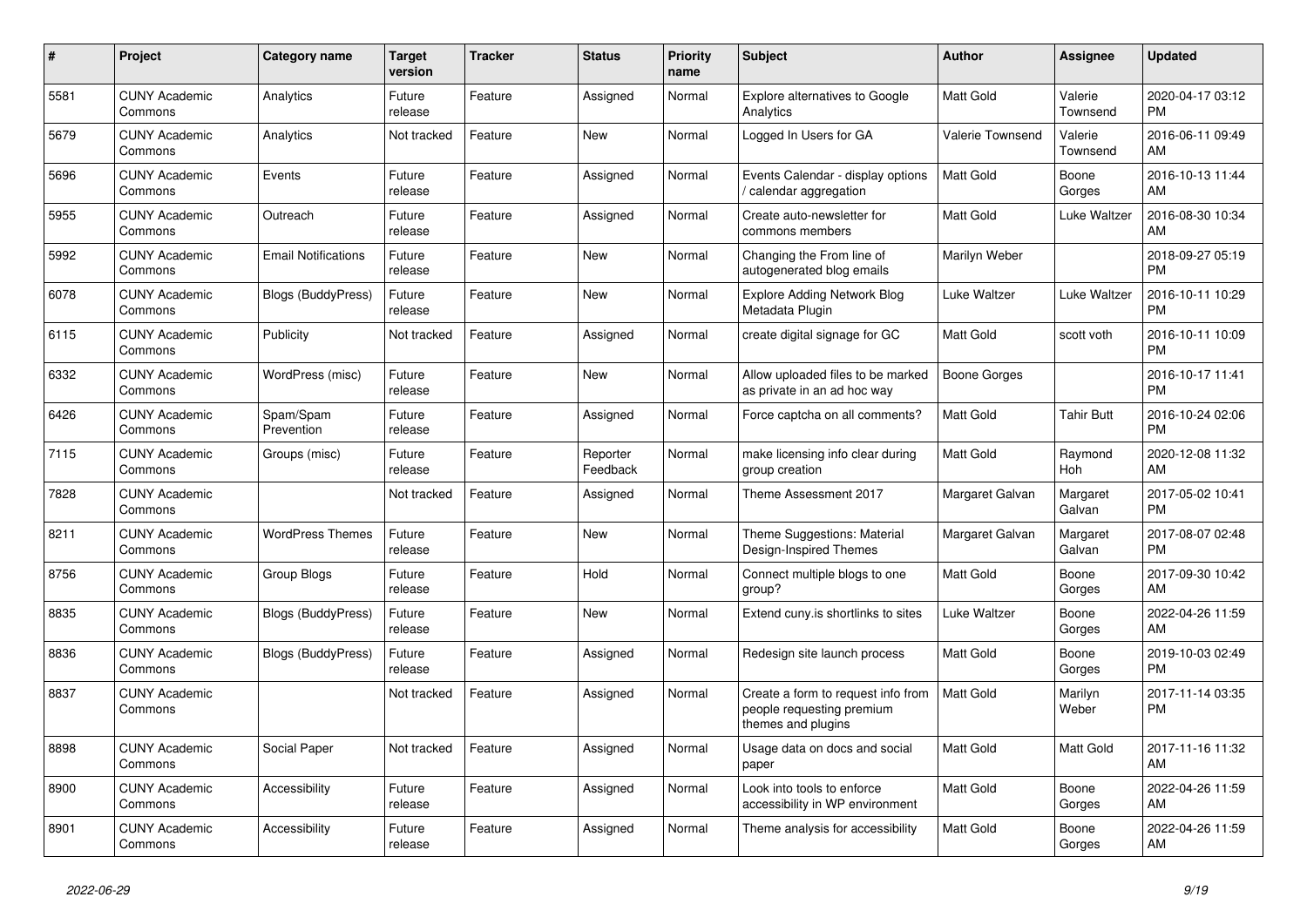| # | Project | Category name | Target version | Tracker | Status | Priority name | Subject | Author | Assignee | Updated |
|---|---|---|---|---|---|---|---|---|---|---|
| 5581 | CUNY Academic Commons | Analytics | Future release | Feature | Assigned | Normal | Explore alternatives to Google Analytics | Matt Gold | Valerie Townsend | 2020-04-17 03:12 PM |
| 5679 | CUNY Academic Commons | Analytics | Not tracked | Feature | New | Normal | Logged In Users for GA | Valerie Townsend | Valerie Townsend | 2016-06-11 09:49 AM |
| 5696 | CUNY Academic Commons | Events | Future release | Feature | Assigned | Normal | Events Calendar - display options / calendar aggregation | Matt Gold | Boone Gorges | 2016-10-13 11:44 AM |
| 5955 | CUNY Academic Commons | Outreach | Future release | Feature | Assigned | Normal | Create auto-newsletter for commons members | Matt Gold | Luke Waltzer | 2016-08-30 10:34 AM |
| 5992 | CUNY Academic Commons | Email Notifications | Future release | Feature | New | Normal | Changing the From line of autogenerated blog emails | Marilyn Weber | | 2018-09-27 05:19 PM |
| 6078 | CUNY Academic Commons | Blogs (BuddyPress) | Future release | Feature | New | Normal | Explore Adding Network Blog Metadata Plugin | Luke Waltzer | Luke Waltzer | 2016-10-11 10:29 PM |
| 6115 | CUNY Academic Commons | Publicity | Not tracked | Feature | Assigned | Normal | create digital signage for GC | Matt Gold | scott voth | 2016-10-11 10:09 PM |
| 6332 | CUNY Academic Commons | WordPress (misc) | Future release | Feature | New | Normal | Allow uploaded files to be marked as private in an ad hoc way | Boone Gorges | | 2016-10-17 11:41 PM |
| 6426 | CUNY Academic Commons | Spam/Spam Prevention | Future release | Feature | Assigned | Normal | Force captcha on all comments? | Matt Gold | Tahir Butt | 2016-10-24 02:06 PM |
| 7115 | CUNY Academic Commons | Groups (misc) | Future release | Feature | Reporter Feedback | Normal | make licensing info clear during group creation | Matt Gold | Raymond Hoh | 2020-12-08 11:32 AM |
| 7828 | CUNY Academic Commons | | Not tracked | Feature | Assigned | Normal | Theme Assessment 2017 | Margaret Galvan | Margaret Galvan | 2017-05-02 10:41 PM |
| 8211 | CUNY Academic Commons | WordPress Themes | Future release | Feature | New | Normal | Theme Suggestions: Material Design-Inspired Themes | Margaret Galvan | Margaret Galvan | 2017-08-07 02:48 PM |
| 8756 | CUNY Academic Commons | Group Blogs | Future release | Feature | Hold | Normal | Connect multiple blogs to one group? | Matt Gold | Boone Gorges | 2017-09-30 10:42 AM |
| 8835 | CUNY Academic Commons | Blogs (BuddyPress) | Future release | Feature | New | Normal | Extend cuny.is shortlinks to sites | Luke Waltzer | Boone Gorges | 2022-04-26 11:59 AM |
| 8836 | CUNY Academic Commons | Blogs (BuddyPress) | Future release | Feature | Assigned | Normal | Redesign site launch process | Matt Gold | Boone Gorges | 2019-10-03 02:49 PM |
| 8837 | CUNY Academic Commons | | Not tracked | Feature | Assigned | Normal | Create a form to request info from people requesting premium themes and plugins | Matt Gold | Marilyn Weber | 2017-11-14 03:35 PM |
| 8898 | CUNY Academic Commons | Social Paper | Not tracked | Feature | Assigned | Normal | Usage data on docs and social paper | Matt Gold | Matt Gold | 2017-11-16 11:32 AM |
| 8900 | CUNY Academic Commons | Accessibility | Future release | Feature | Assigned | Normal | Look into tools to enforce accessibility in WP environment | Matt Gold | Boone Gorges | 2022-04-26 11:59 AM |
| 8901 | CUNY Academic Commons | Accessibility | Future release | Feature | Assigned | Normal | Theme analysis for accessibility | Matt Gold | Boone Gorges | 2022-04-26 11:59 AM |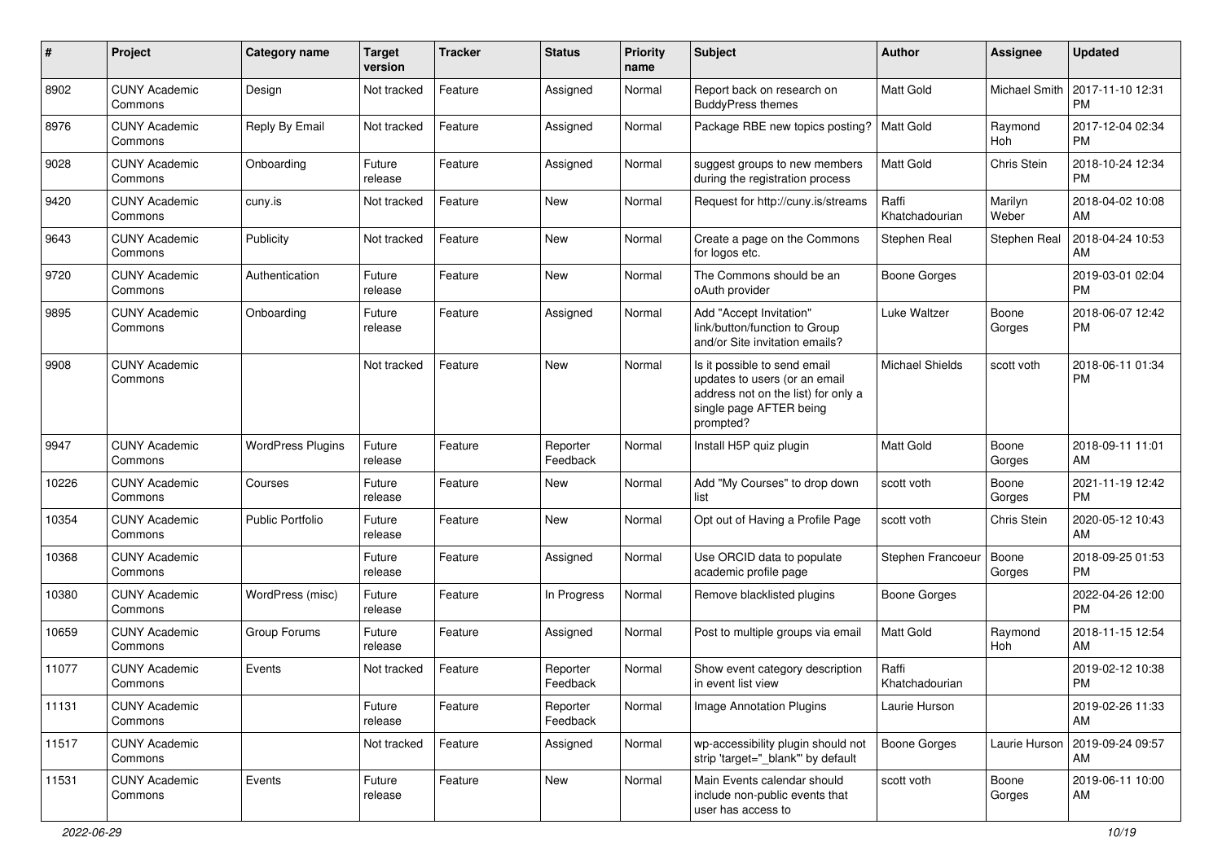| # | Project | Category name | Target version | Tracker | Status | Priority name | Subject | Author | Assignee | Updated |
|---|---|---|---|---|---|---|---|---|---|---|
| 8902 | CUNY Academic Commons | Design | Not tracked | Feature | Assigned | Normal | Report back on research on BuddyPress themes | Matt Gold | Michael Smith | 2017-11-10 12:31 PM |
| 8976 | CUNY Academic Commons | Reply By Email | Not tracked | Feature | Assigned | Normal | Package RBE new topics posting? | Matt Gold | Raymond Hoh | 2017-12-04 02:34 PM |
| 9028 | CUNY Academic Commons | Onboarding | Future release | Feature | Assigned | Normal | suggest groups to new members during the registration process | Matt Gold | Chris Stein | 2018-10-24 12:34 PM |
| 9420 | CUNY Academic Commons | cuny.is | Not tracked | Feature | New | Normal | Request for http://cuny.is/streams | Raffi Khatchadourian | Marilyn Weber | 2018-04-02 10:08 AM |
| 9643 | CUNY Academic Commons | Publicity | Not tracked | Feature | New | Normal | Create a page on the Commons for logos etc. | Stephen Real | Stephen Real | 2018-04-24 10:53 AM |
| 9720 | CUNY Academic Commons | Authentication | Future release | Feature | New | Normal | The Commons should be an oAuth provider | Boone Gorges | | 2019-03-01 02:04 PM |
| 9895 | CUNY Academic Commons | Onboarding | Future release | Feature | Assigned | Normal | Add "Accept Invitation" link/button/function to Group and/or Site invitation emails? | Luke Waltzer | Boone Gorges | 2018-06-07 12:42 PM |
| 9908 | CUNY Academic Commons | | Not tracked | Feature | New | Normal | Is it possible to send email updates to users (or an email address not on the list) for only a single page AFTER being prompted? | Michael Shields | scott voth | 2018-06-11 01:34 PM |
| 9947 | CUNY Academic Commons | WordPress Plugins | Future release | Feature | Reporter Feedback | Normal | Install H5P quiz plugin | Matt Gold | Boone Gorges | 2018-09-11 11:01 AM |
| 10226 | CUNY Academic Commons | Courses | Future release | Feature | New | Normal | Add "My Courses" to drop down list | scott voth | Boone Gorges | 2021-11-19 12:42 PM |
| 10354 | CUNY Academic Commons | Public Portfolio | Future release | Feature | New | Normal | Opt out of Having a Profile Page | scott voth | Chris Stein | 2020-05-12 10:43 AM |
| 10368 | CUNY Academic Commons | | Future release | Feature | Assigned | Normal | Use ORCID data to populate academic profile page | Stephen Francoeur | Boone Gorges | 2018-09-25 01:53 PM |
| 10380 | CUNY Academic Commons | WordPress (misc) | Future release | Feature | In Progress | Normal | Remove blacklisted plugins | Boone Gorges | | 2022-04-26 12:00 PM |
| 10659 | CUNY Academic Commons | Group Forums | Future release | Feature | Assigned | Normal | Post to multiple groups via email | Matt Gold | Raymond Hoh | 2018-11-15 12:54 AM |
| 11077 | CUNY Academic Commons | Events | Not tracked | Feature | Reporter Feedback | Normal | Show event category description in event list view | Raffi Khatchadourian | | 2019-02-12 10:38 PM |
| 11131 | CUNY Academic Commons | | Future release | Feature | Reporter Feedback | Normal | Image Annotation Plugins | Laurie Hurson | | 2019-02-26 11:33 AM |
| 11517 | CUNY Academic Commons | | Not tracked | Feature | Assigned | Normal | wp-accessibility plugin should not strip 'target="_blank"' by default | Boone Gorges | Laurie Hurson | 2019-09-24 09:57 AM |
| 11531 | CUNY Academic Commons | Events | Future release | Feature | New | Normal | Main Events calendar should include non-public events that user has access to | scott voth | Boone Gorges | 2019-06-11 10:00 AM |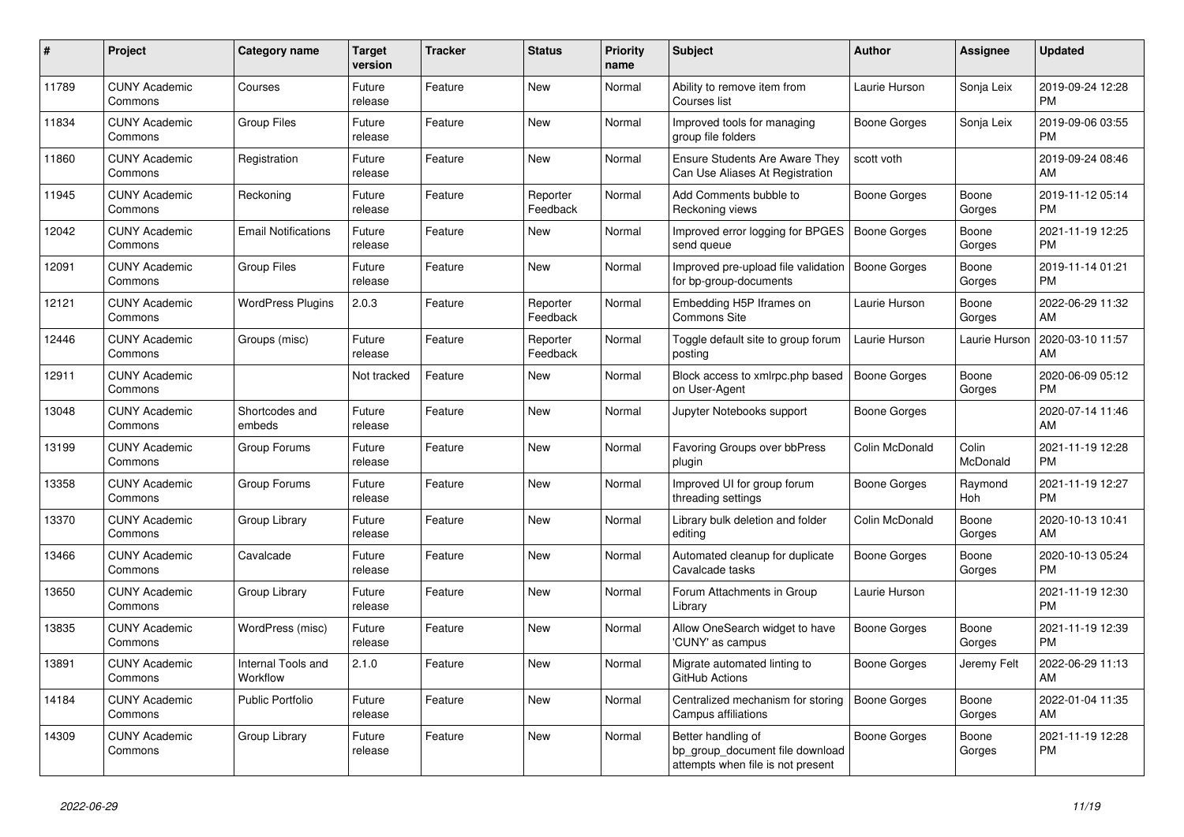| # | Project | Category name | Target version | Tracker | Status | Priority name | Subject | Author | Assignee | Updated |
|---|---|---|---|---|---|---|---|---|---|---|
| 11789 | CUNY Academic Commons | Courses | Future release | Feature | New | Normal | Ability to remove item from Courses list | Laurie Hurson | Sonja Leix | 2019-09-24 12:28 PM |
| 11834 | CUNY Academic Commons | Group Files | Future release | Feature | New | Normal | Improved tools for managing group file folders | Boone Gorges | Sonja Leix | 2019-09-06 03:55 PM |
| 11860 | CUNY Academic Commons | Registration | Future release | Feature | New | Normal | Ensure Students Are Aware They Can Use Aliases At Registration | scott voth | | 2019-09-24 08:46 AM |
| 11945 | CUNY Academic Commons | Reckoning | Future release | Feature | Reporter Feedback | Normal | Add Comments bubble to Reckoning views | Boone Gorges | Boone Gorges | 2019-11-12 05:14 PM |
| 12042 | CUNY Academic Commons | Email Notifications | Future release | Feature | New | Normal | Improved error logging for BPGES send queue | Boone Gorges | Boone Gorges | 2021-11-19 12:25 PM |
| 12091 | CUNY Academic Commons | Group Files | Future release | Feature | New | Normal | Improved pre-upload file validation for bp-group-documents | Boone Gorges | Boone Gorges | 2019-11-14 01:21 PM |
| 12121 | CUNY Academic Commons | WordPress Plugins | 2.0.3 | Feature | Reporter Feedback | Normal | Embedding H5P Iframes on Commons Site | Laurie Hurson | Boone Gorges | 2022-06-29 11:32 AM |
| 12446 | CUNY Academic Commons | Groups (misc) | Future release | Feature | Reporter Feedback | Normal | Toggle default site to group forum posting | Laurie Hurson | Laurie Hurson | 2020-03-10 11:57 AM |
| 12911 | CUNY Academic Commons | | Not tracked | Feature | New | Normal | Block access to xmlrpc.php based on User-Agent | Boone Gorges | Boone Gorges | 2020-06-09 05:12 PM |
| 13048 | CUNY Academic Commons | Shortcodes and embeds | Future release | Feature | New | Normal | Jupyter Notebooks support | Boone Gorges | | 2020-07-14 11:46 AM |
| 13199 | CUNY Academic Commons | Group Forums | Future release | Feature | New | Normal | Favoring Groups over bbPress plugin | Colin McDonald | Colin McDonald | 2021-11-19 12:28 PM |
| 13358 | CUNY Academic Commons | Group Forums | Future release | Feature | New | Normal | Improved UI for group forum threading settings | Boone Gorges | Raymond Hoh | 2021-11-19 12:27 PM |
| 13370 | CUNY Academic Commons | Group Library | Future release | Feature | New | Normal | Library bulk deletion and folder editing | Colin McDonald | Boone Gorges | 2020-10-13 10:41 AM |
| 13466 | CUNY Academic Commons | Cavalcade | Future release | Feature | New | Normal | Automated cleanup for duplicate Cavalcade tasks | Boone Gorges | Boone Gorges | 2020-10-13 05:24 PM |
| 13650 | CUNY Academic Commons | Group Library | Future release | Feature | New | Normal | Forum Attachments in Group Library | Laurie Hurson | | 2021-11-19 12:30 PM |
| 13835 | CUNY Academic Commons | WordPress (misc) | Future release | Feature | New | Normal | Allow OneSearch widget to have 'CUNY' as campus | Boone Gorges | Boone Gorges | 2021-11-19 12:39 PM |
| 13891 | CUNY Academic Commons | Internal Tools and Workflow | 2.1.0 | Feature | New | Normal | Migrate automated linting to GitHub Actions | Boone Gorges | Jeremy Felt | 2022-06-29 11:13 AM |
| 14184 | CUNY Academic Commons | Public Portfolio | Future release | Feature | New | Normal | Centralized mechanism for storing Campus affiliations | Boone Gorges | Boone Gorges | 2022-01-04 11:35 AM |
| 14309 | CUNY Academic Commons | Group Library | Future release | Feature | New | Normal | Better handling of bp_group_document file download attempts when file is not present | Boone Gorges | Boone Gorges | 2021-11-19 12:28 PM |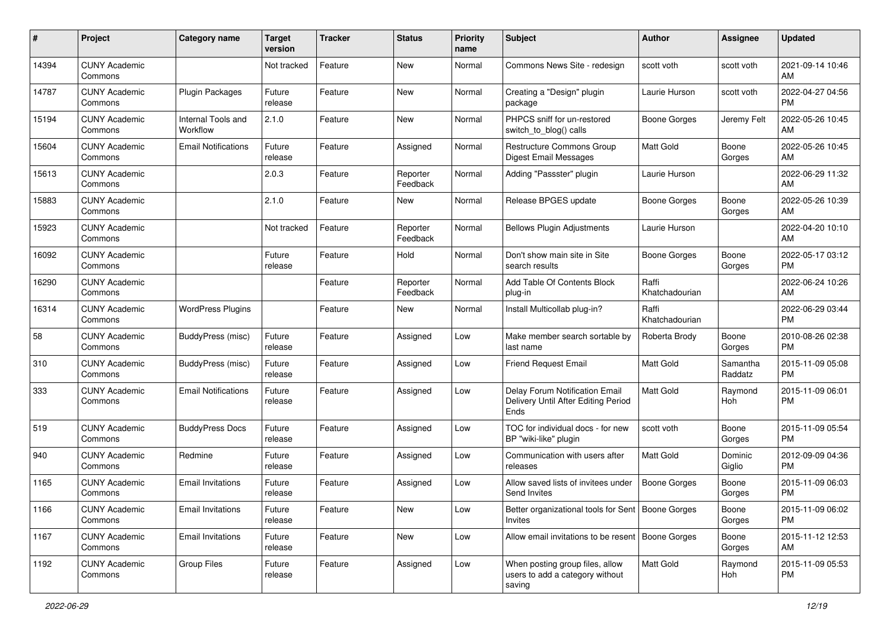| # | Project | Category name | Target version | Tracker | Status | Priority name | Subject | Author | Assignee | Updated |
|---|---|---|---|---|---|---|---|---|---|---|
| 14394 | CUNY Academic Commons | | Not tracked | Feature | New | Normal | Commons News Site - redesign | scott voth | scott voth | 2021-09-14 10:46 AM |
| 14787 | CUNY Academic Commons | Plugin Packages | Future release | Feature | New | Normal | Creating a "Design" plugin package | Laurie Hurson | scott voth | 2022-04-27 04:56 PM |
| 15194 | CUNY Academic Commons | Internal Tools and Workflow | 2.1.0 | Feature | New | Normal | PHPCS sniff for un-restored switch_to_blog() calls | Boone Gorges | Jeremy Felt | 2022-05-26 10:45 AM |
| 15604 | CUNY Academic Commons | Email Notifications | Future release | Feature | Assigned | Normal | Restructure Commons Group Digest Email Messages | Matt Gold | Boone Gorges | 2022-05-26 10:45 AM |
| 15613 | CUNY Academic Commons | | 2.0.3 | Feature | Reporter Feedback | Normal | Adding "Passster" plugin | Laurie Hurson | | 2022-06-29 11:32 AM |
| 15883 | CUNY Academic Commons | | 2.1.0 | Feature | New | Normal | Release BPGES update | Boone Gorges | Boone Gorges | 2022-05-26 10:39 AM |
| 15923 | CUNY Academic Commons | | Not tracked | Feature | Reporter Feedback | Normal | Bellows Plugin Adjustments | Laurie Hurson | | 2022-04-20 10:10 AM |
| 16092 | CUNY Academic Commons | | Future release | Feature | Hold | Normal | Don't show main site in Site search results | Boone Gorges | Boone Gorges | 2022-05-17 03:12 PM |
| 16290 | CUNY Academic Commons | | | Feature | Reporter Feedback | Normal | Add Table Of Contents Block plug-in | Raffi Khatchadourian | | 2022-06-24 10:26 AM |
| 16314 | CUNY Academic Commons | WordPress Plugins | | Feature | New | Normal | Install Multicollab plug-in? | Raffi Khatchadourian | | 2022-06-29 03:44 PM |
| 58 | CUNY Academic Commons | BuddyPress (misc) | Future release | Feature | Assigned | Low | Make member search sortable by last name | Roberta Brody | Boone Gorges | 2010-08-26 02:38 PM |
| 310 | CUNY Academic Commons | BuddyPress (misc) | Future release | Feature | Assigned | Low | Friend Request Email | Matt Gold | Samantha Raddatz | 2015-11-09 05:08 PM |
| 333 | CUNY Academic Commons | Email Notifications | Future release | Feature | Assigned | Low | Delay Forum Notification Email Delivery Until After Editing Period Ends | Matt Gold | Raymond Hoh | 2015-11-09 06:01 PM |
| 519 | CUNY Academic Commons | BuddyPress Docs | Future release | Feature | Assigned | Low | TOC for individual docs - for new BP "wiki-like" plugin | scott voth | Boone Gorges | 2015-11-09 05:54 PM |
| 940 | CUNY Academic Commons | Redmine | Future release | Feature | Assigned | Low | Communication with users after releases | Matt Gold | Dominic Giglio | 2012-09-09 04:36 PM |
| 1165 | CUNY Academic Commons | Email Invitations | Future release | Feature | Assigned | Low | Allow saved lists of invitees under Send Invites | Boone Gorges | Boone Gorges | 2015-11-09 06:03 PM |
| 1166 | CUNY Academic Commons | Email Invitations | Future release | Feature | New | Low | Better organizational tools for Sent Invites | Boone Gorges | Boone Gorges | 2015-11-09 06:02 PM |
| 1167 | CUNY Academic Commons | Email Invitations | Future release | Feature | New | Low | Allow email invitations to be resent | Boone Gorges | Boone Gorges | 2015-11-12 12:53 AM |
| 1192 | CUNY Academic Commons | Group Files | Future release | Feature | Assigned | Low | When posting group files, allow users to add a category without saving | Matt Gold | Raymond Hoh | 2015-11-09 05:53 PM |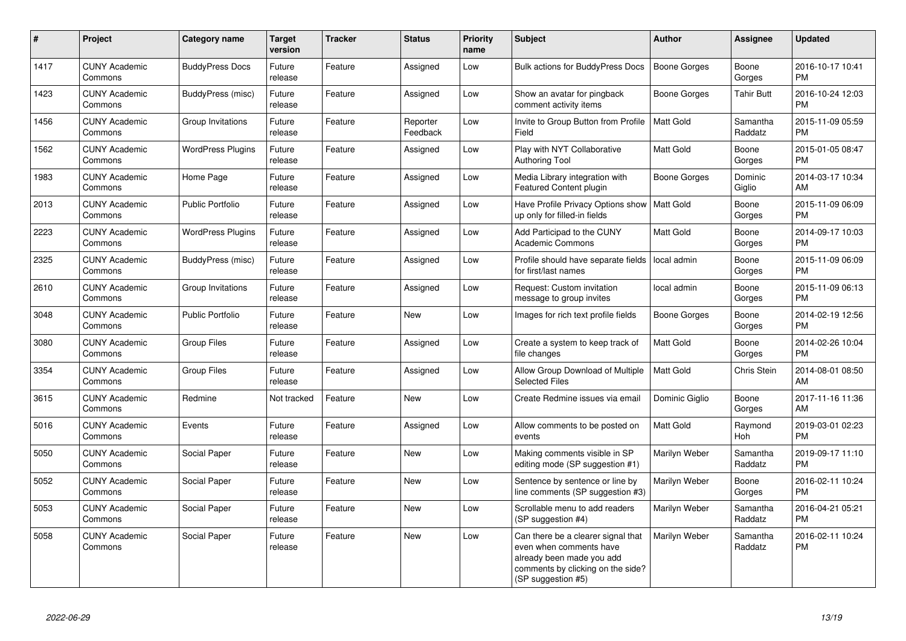| # | Project | Category name | Target version | Tracker | Status | Priority name | Subject | Author | Assignee | Updated |
|---|---|---|---|---|---|---|---|---|---|---|
| 1417 | CUNY Academic Commons | BuddyPress Docs | Future release | Feature | Assigned | Low | Bulk actions for BuddyPress Docs | Boone Gorges | Boone Gorges | 2016-10-17 10:41 PM |
| 1423 | CUNY Academic Commons | BuddyPress (misc) | Future release | Feature | Assigned | Low | Show an avatar for pingback comment activity items | Boone Gorges | Tahir Butt | 2016-10-24 12:03 PM |
| 1456 | CUNY Academic Commons | Group Invitations | Future release | Feature | Reporter Feedback | Low | Invite to Group Button from Profile Field | Matt Gold | Samantha Raddatz | 2015-11-09 05:59 PM |
| 1562 | CUNY Academic Commons | WordPress Plugins | Future release | Feature | Assigned | Low | Play with NYT Collaborative Authoring Tool | Matt Gold | Boone Gorges | 2015-01-05 08:47 PM |
| 1983 | CUNY Academic Commons | Home Page | Future release | Feature | Assigned | Low | Media Library integration with Featured Content plugin | Boone Gorges | Dominic Giglio | 2014-03-17 10:34 AM |
| 2013 | CUNY Academic Commons | Public Portfolio | Future release | Feature | Assigned | Low | Have Profile Privacy Options show up only for filled-in fields | Matt Gold | Boone Gorges | 2015-11-09 06:09 PM |
| 2223 | CUNY Academic Commons | WordPress Plugins | Future release | Feature | Assigned | Low | Add Participad to the CUNY Academic Commons | Matt Gold | Boone Gorges | 2014-09-17 10:03 PM |
| 2325 | CUNY Academic Commons | BuddyPress (misc) | Future release | Feature | Assigned | Low | Profile should have separate fields for first/last names | local admin | Boone Gorges | 2015-11-09 06:09 PM |
| 2610 | CUNY Academic Commons | Group Invitations | Future release | Feature | Assigned | Low | Request: Custom invitation message to group invites | local admin | Boone Gorges | 2015-11-09 06:13 PM |
| 3048 | CUNY Academic Commons | Public Portfolio | Future release | Feature | New | Low | Images for rich text profile fields | Boone Gorges | Boone Gorges | 2014-02-19 12:56 PM |
| 3080 | CUNY Academic Commons | Group Files | Future release | Feature | Assigned | Low | Create a system to keep track of file changes | Matt Gold | Boone Gorges | 2014-02-26 10:04 PM |
| 3354 | CUNY Academic Commons | Group Files | Future release | Feature | Assigned | Low | Allow Group Download of Multiple Selected Files | Matt Gold | Chris Stein | 2014-08-01 08:50 AM |
| 3615 | CUNY Academic Commons | Redmine | Not tracked | Feature | New | Low | Create Redmine issues via email | Dominic Giglio | Boone Gorges | 2017-11-16 11:36 AM |
| 5016 | CUNY Academic Commons | Events | Future release | Feature | Assigned | Low | Allow comments to be posted on events | Matt Gold | Raymond Hoh | 2019-03-01 02:23 PM |
| 5050 | CUNY Academic Commons | Social Paper | Future release | Feature | New | Low | Making comments visible in SP editing mode (SP suggestion #1) | Marilyn Weber | Samantha Raddatz | 2019-09-17 11:10 PM |
| 5052 | CUNY Academic Commons | Social Paper | Future release | Feature | New | Low | Sentence by sentence or line by line comments (SP suggestion #3) | Marilyn Weber | Boone Gorges | 2016-02-11 10:24 PM |
| 5053 | CUNY Academic Commons | Social Paper | Future release | Feature | New | Low | Scrollable menu to add readers (SP suggestion #4) | Marilyn Weber | Samantha Raddatz | 2016-04-21 05:21 PM |
| 5058 | CUNY Academic Commons | Social Paper | Future release | Feature | New | Low | Can there be a clearer signal that even when comments have already been made you add comments by clicking on the side? (SP suggestion #5) | Marilyn Weber | Samantha Raddatz | 2016-02-11 10:24 PM |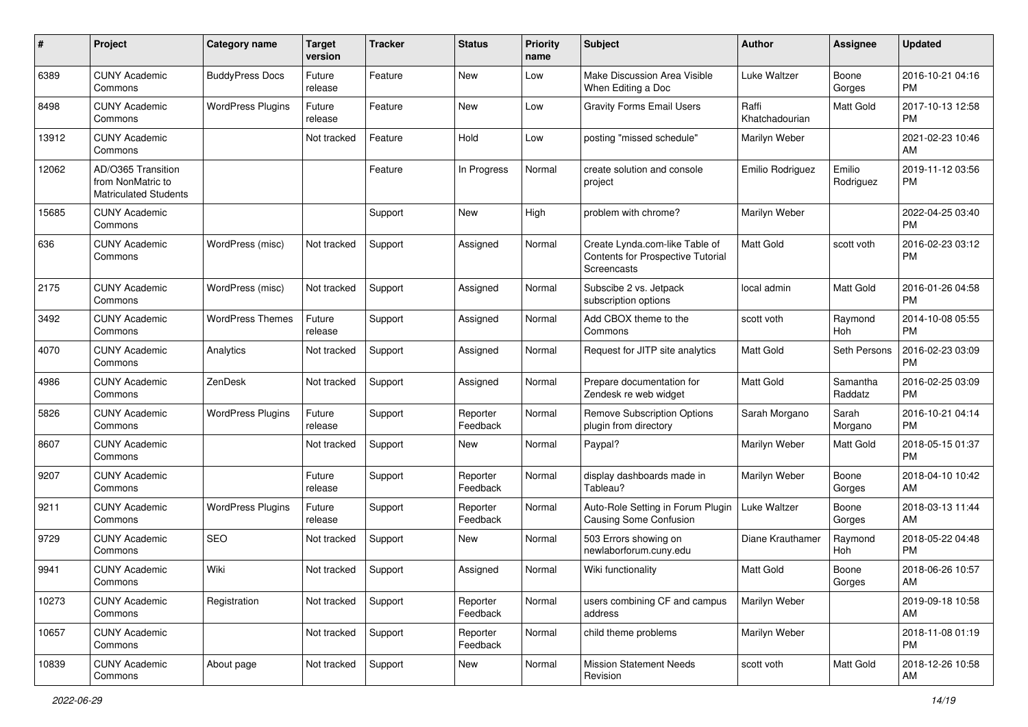| # | Project | Category name | Target version | Tracker | Status | Priority name | Subject | Author | Assignee | Updated |
|---|---|---|---|---|---|---|---|---|---|---|
| 6389 | CUNY Academic Commons | BuddyPress Docs | Future release | Feature | New | Low | Make Discussion Area Visible When Editing a Doc | Luke Waltzer | Boone Gorges | 2016-10-21 04:16 PM |
| 8498 | CUNY Academic Commons | WordPress Plugins | Future release | Feature | New | Low | Gravity Forms Email Users | Raffi Khatchadourian | Matt Gold | 2017-10-13 12:58 PM |
| 13912 | CUNY Academic Commons | | Not tracked | Feature | Hold | Low | posting "missed schedule" | Marilyn Weber | | 2021-02-23 10:46 AM |
| 12062 | AD/O365 Transition from NonMatric to Matriculated Students | | | Feature | In Progress | Normal | create solution and console project | Emilio Rodriguez | Emilio Rodriguez | 2019-11-12 03:56 PM |
| 15685 | CUNY Academic Commons | | | Support | New | High | problem with chrome? | Marilyn Weber | | 2022-04-25 03:40 PM |
| 636 | CUNY Academic Commons | WordPress (misc) | Not tracked | Support | Assigned | Normal | Create Lynda.com-like Table of Contents for Prospective Tutorial Screencasts | Matt Gold | scott voth | 2016-02-23 03:12 PM |
| 2175 | CUNY Academic Commons | WordPress (misc) | Not tracked | Support | Assigned | Normal | Subscibe 2 vs. Jetpack subscription options | local admin | Matt Gold | 2016-01-26 04:58 PM |
| 3492 | CUNY Academic Commons | WordPress Themes | Future release | Support | Assigned | Normal | Add CBOX theme to the Commons | scott voth | Raymond Hoh | 2014-10-08 05:55 PM |
| 4070 | CUNY Academic Commons | Analytics | Not tracked | Support | Assigned | Normal | Request for JITP site analytics | Matt Gold | Seth Persons | 2016-02-23 03:09 PM |
| 4986 | CUNY Academic Commons | ZenDesk | Not tracked | Support | Assigned | Normal | Prepare documentation for Zendesk re web widget | Matt Gold | Samantha Raddatz | 2016-02-25 03:09 PM |
| 5826 | CUNY Academic Commons | WordPress Plugins | Future release | Support | Reporter Feedback | Normal | Remove Subscription Options plugin from directory | Sarah Morgano | Sarah Morgano | 2016-10-21 04:14 PM |
| 8607 | CUNY Academic Commons | | Not tracked | Support | New | Normal | Paypal? | Marilyn Weber | Matt Gold | 2018-05-15 01:37 PM |
| 9207 | CUNY Academic Commons | | Future release | Support | Reporter Feedback | Normal | display dashboards made in Tableau? | Marilyn Weber | Boone Gorges | 2018-04-10 10:42 AM |
| 9211 | CUNY Academic Commons | WordPress Plugins | Future release | Support | Reporter Feedback | Normal | Auto-Role Setting in Forum Plugin Causing Some Confusion | Luke Waltzer | Boone Gorges | 2018-03-13 11:44 AM |
| 9729 | CUNY Academic Commons | SEO | Not tracked | Support | New | Normal | 503 Errors showing on newlaborforum.cuny.edu | Diane Krauthamer | Raymond Hoh | 2018-05-22 04:48 PM |
| 9941 | CUNY Academic Commons | Wiki | Not tracked | Support | Assigned | Normal | Wiki functionality | Matt Gold | Boone Gorges | 2018-06-26 10:57 AM |
| 10273 | CUNY Academic Commons | Registration | Not tracked | Support | Reporter Feedback | Normal | users combining CF and campus address | Marilyn Weber | | 2019-09-18 10:58 AM |
| 10657 | CUNY Academic Commons | | Not tracked | Support | Reporter Feedback | Normal | child theme problems | Marilyn Weber | | 2018-11-08 01:19 PM |
| 10839 | CUNY Academic Commons | About page | Not tracked | Support | New | Normal | Mission Statement Needs Revision | scott voth | Matt Gold | 2018-12-26 10:58 AM |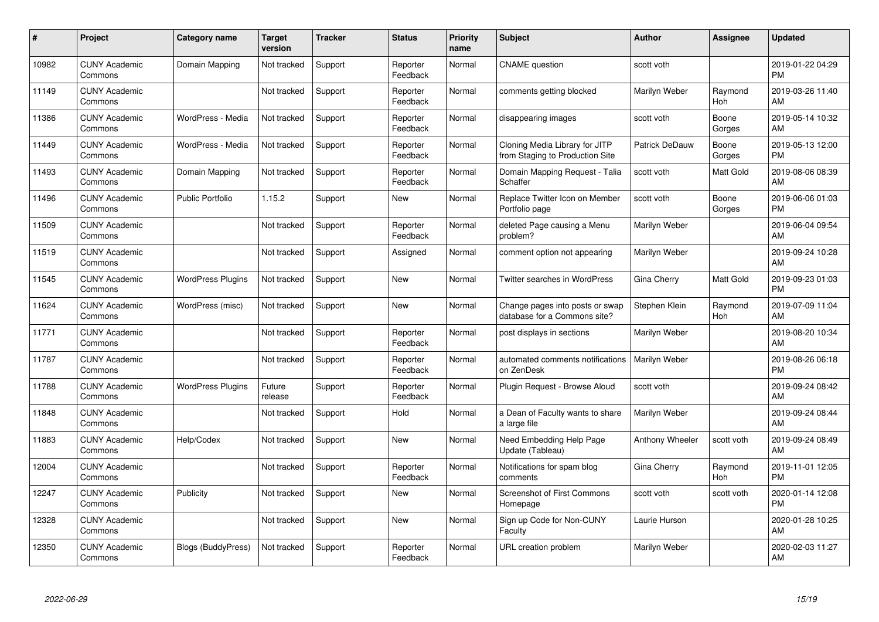| # | Project | Category name | Target version | Tracker | Status | Priority name | Subject | Author | Assignee | Updated |
|---|---|---|---|---|---|---|---|---|---|---|
| 10982 | CUNY Academic Commons | Domain Mapping | Not tracked | Support | Reporter Feedback | Normal | CNAME question | scott voth | | 2019-01-22 04:29 PM |
| 11149 | CUNY Academic Commons | | Not tracked | Support | Reporter Feedback | Normal | comments getting blocked | Marilyn Weber | Raymond Hoh | 2019-03-26 11:40 AM |
| 11386 | CUNY Academic Commons | WordPress - Media | Not tracked | Support | Reporter Feedback | Normal | disappearing images | scott voth | Boone Gorges | 2019-05-14 10:32 AM |
| 11449 | CUNY Academic Commons | WordPress - Media | Not tracked | Support | Reporter Feedback | Normal | Cloning Media Library for JITP from Staging to Production Site | Patrick DeDauw | Boone Gorges | 2019-05-13 12:00 PM |
| 11493 | CUNY Academic Commons | Domain Mapping | Not tracked | Support | Reporter Feedback | Normal | Domain Mapping Request - Talia Schaffer | scott voth | Matt Gold | 2019-08-06 08:39 AM |
| 11496 | CUNY Academic Commons | Public Portfolio | 1.15.2 | Support | New | Normal | Replace Twitter Icon on Member Portfolio page | scott voth | Boone Gorges | 2019-06-06 01:03 PM |
| 11509 | CUNY Academic Commons | | Not tracked | Support | Reporter Feedback | Normal | deleted Page causing a Menu problem? | Marilyn Weber | | 2019-06-04 09:54 AM |
| 11519 | CUNY Academic Commons | | Not tracked | Support | Assigned | Normal | comment option not appearing | Marilyn Weber | | 2019-09-24 10:28 AM |
| 11545 | CUNY Academic Commons | WordPress Plugins | Not tracked | Support | New | Normal | Twitter searches in WordPress | Gina Cherry | Matt Gold | 2019-09-23 01:03 PM |
| 11624 | CUNY Academic Commons | WordPress (misc) | Not tracked | Support | New | Normal | Change pages into posts or swap database for a Commons site? | Stephen Klein | Raymond Hoh | 2019-07-09 11:04 AM |
| 11771 | CUNY Academic Commons | | Not tracked | Support | Reporter Feedback | Normal | post displays in sections | Marilyn Weber | | 2019-08-20 10:34 AM |
| 11787 | CUNY Academic Commons | | Not tracked | Support | Reporter Feedback | Normal | automated comments notifications on ZenDesk | Marilyn Weber | | 2019-08-26 06:18 PM |
| 11788 | CUNY Academic Commons | WordPress Plugins | Future release | Support | Reporter Feedback | Normal | Plugin Request - Browse Aloud | scott voth | | 2019-09-24 08:42 AM |
| 11848 | CUNY Academic Commons | | Not tracked | Support | Hold | Normal | a Dean of Faculty wants to share a large file | Marilyn Weber | | 2019-09-24 08:44 AM |
| 11883 | CUNY Academic Commons | Help/Codex | Not tracked | Support | New | Normal | Need Embedding Help Page Update (Tableau) | Anthony Wheeler | scott voth | 2019-09-24 08:49 AM |
| 12004 | CUNY Academic Commons | | Not tracked | Support | Reporter Feedback | Normal | Notifications for spam blog comments | Gina Cherry | Raymond Hoh | 2019-11-01 12:05 PM |
| 12247 | CUNY Academic Commons | Publicity | Not tracked | Support | New | Normal | Screenshot of First Commons Homepage | scott voth | scott voth | 2020-01-14 12:08 PM |
| 12328 | CUNY Academic Commons | | Not tracked | Support | New | Normal | Sign up Code for Non-CUNY Faculty | Laurie Hurson | | 2020-01-28 10:25 AM |
| 12350 | CUNY Academic Commons | Blogs (BuddyPress) | Not tracked | Support | Reporter Feedback | Normal | URL creation problem | Marilyn Weber | | 2020-02-03 11:27 AM |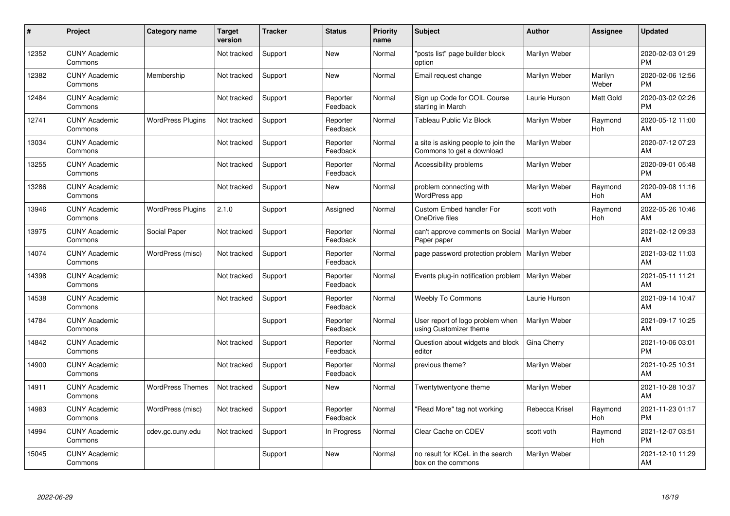| # | Project | Category name | Target version | Tracker | Status | Priority name | Subject | Author | Assignee | Updated |
|---|---|---|---|---|---|---|---|---|---|---|
| 12352 | CUNY Academic Commons | | Not tracked | Support | New | Normal | "posts list" page builder block option | Marilyn Weber | | 2020-02-03 01:29 PM |
| 12382 | CUNY Academic Commons | Membership | Not tracked | Support | New | Normal | Email request change | Marilyn Weber | Marilyn Weber | 2020-02-06 12:56 PM |
| 12484 | CUNY Academic Commons | | Not tracked | Support | Reporter Feedback | Normal | Sign up Code for COIL Course starting in March | Laurie Hurson | Matt Gold | 2020-03-02 02:26 PM |
| 12741 | CUNY Academic Commons | WordPress Plugins | Not tracked | Support | Reporter Feedback | Normal | Tableau Public Viz Block | Marilyn Weber | Raymond Hoh | 2020-05-12 11:00 AM |
| 13034 | CUNY Academic Commons | | Not tracked | Support | Reporter Feedback | Normal | a site is asking people to join the Commons to get a download | Marilyn Weber | | 2020-07-12 07:23 AM |
| 13255 | CUNY Academic Commons | | Not tracked | Support | Reporter Feedback | Normal | Accessibility problems | Marilyn Weber | | 2020-09-01 05:48 PM |
| 13286 | CUNY Academic Commons | | Not tracked | Support | New | Normal | problem connecting with WordPress app | Marilyn Weber | Raymond Hoh | 2020-09-08 11:16 AM |
| 13946 | CUNY Academic Commons | WordPress Plugins | 2.1.0 | Support | Assigned | Normal | Custom Embed handler For OneDrive files | scott voth | Raymond Hoh | 2022-05-26 10:46 AM |
| 13975 | CUNY Academic Commons | Social Paper | Not tracked | Support | Reporter Feedback | Normal | can't approve comments on Social Paper paper | Marilyn Weber | | 2021-02-12 09:33 AM |
| 14074 | CUNY Academic Commons | WordPress (misc) | Not tracked | Support | Reporter Feedback | Normal | page password protection problem | Marilyn Weber | | 2021-03-02 11:03 AM |
| 14398 | CUNY Academic Commons | | Not tracked | Support | Reporter Feedback | Normal | Events plug-in notification problem | Marilyn Weber | | 2021-05-11 11:21 AM |
| 14538 | CUNY Academic Commons | | Not tracked | Support | Reporter Feedback | Normal | Weebly To Commons | Laurie Hurson | | 2021-09-14 10:47 AM |
| 14784 | CUNY Academic Commons | | | Support | Reporter Feedback | Normal | User report of logo problem when using Customizer theme | Marilyn Weber | | 2021-09-17 10:25 AM |
| 14842 | CUNY Academic Commons | | Not tracked | Support | Reporter Feedback | Normal | Question about widgets and block editor | Gina Cherry | | 2021-10-06 03:01 PM |
| 14900 | CUNY Academic Commons | | Not tracked | Support | Reporter Feedback | Normal | previous theme? | Marilyn Weber | | 2021-10-25 10:31 AM |
| 14911 | CUNY Academic Commons | WordPress Themes | Not tracked | Support | New | Normal | Twentytwentyone theme | Marilyn Weber | | 2021-10-28 10:37 AM |
| 14983 | CUNY Academic Commons | WordPress (misc) | Not tracked | Support | Reporter Feedback | Normal | "Read More" tag not working | Rebecca Krisel | Raymond Hoh | 2021-11-23 01:17 PM |
| 14994 | CUNY Academic Commons | cdev.gc.cuny.edu | Not tracked | Support | In Progress | Normal | Clear Cache on CDEV | scott voth | Raymond Hoh | 2021-12-07 03:51 PM |
| 15045 | CUNY Academic Commons | | | Support | New | Normal | no result for KCeL in the search box on the commons | Marilyn Weber | | 2021-12-10 11:29 AM |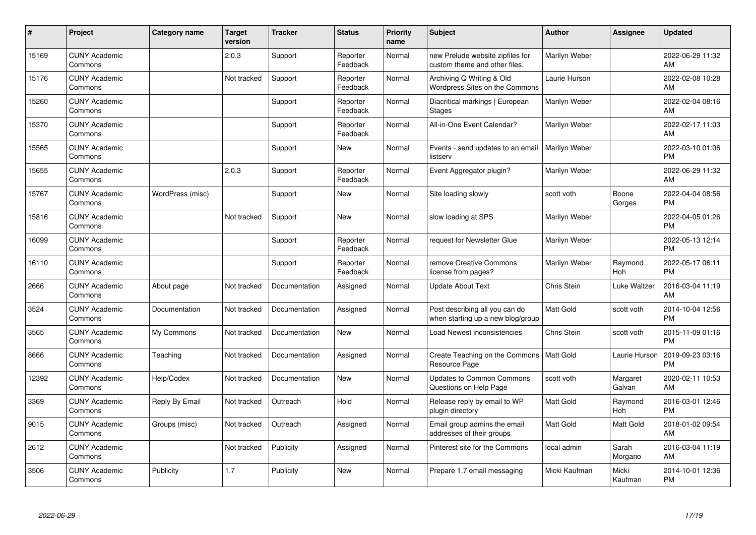| # | Project | Category name | Target version | Tracker | Status | Priority name | Subject | Author | Assignee | Updated |
|---|---|---|---|---|---|---|---|---|---|---|
| 15169 | CUNY Academic Commons | | 2.0.3 | Support | Reporter Feedback | Normal | new Prelude website zipfiles for custom theme and other files. | Marilyn Weber | | 2022-06-29 11:32 AM |
| 15176 | CUNY Academic Commons | | Not tracked | Support | Reporter Feedback | Normal | Archiving Q Writing & Old Wordpress Sites on the Commons | Laurie Hurson | | 2022-02-08 10:28 AM |
| 15260 | CUNY Academic Commons | | | Support | Reporter Feedback | Normal | Diacritical markings \| European Stages | Marilyn Weber | | 2022-02-04 08:16 AM |
| 15370 | CUNY Academic Commons | | | Support | Reporter Feedback | Normal | All-in-One Event Calendar? | Marilyn Weber | | 2022-02-17 11:03 AM |
| 15565 | CUNY Academic Commons | | | Support | New | Normal | Events - send updates to an email listserv | Marilyn Weber | | 2022-03-10 01:06 PM |
| 15655 | CUNY Academic Commons | | 2.0.3 | Support | Reporter Feedback | Normal | Event Aggregator plugin? | Marilyn Weber | | 2022-06-29 11:32 AM |
| 15767 | CUNY Academic Commons | WordPress (misc) | | Support | New | Normal | Site loading slowly | scott voth | Boone Gorges | 2022-04-04 08:56 PM |
| 15816 | CUNY Academic Commons | | Not tracked | Support | New | Normal | slow loading at SPS | Marilyn Weber | | 2022-04-05 01:26 PM |
| 16099 | CUNY Academic Commons | | | Support | Reporter Feedback | Normal | request for Newsletter Glue | Marilyn Weber | | 2022-05-13 12:14 PM |
| 16110 | CUNY Academic Commons | | | Support | Reporter Feedback | Normal | remove Creative Commons license from pages? | Marilyn Weber | Raymond Hoh | 2022-05-17 06:11 PM |
| 2666 | CUNY Academic Commons | About page | Not tracked | Documentation | Assigned | Normal | Update About Text | Chris Stein | Luke Waltzer | 2016-03-04 11:19 AM |
| 3524 | CUNY Academic Commons | Documentation | Not tracked | Documentation | Assigned | Normal | Post describing all you can do when starting up a new blog/group | Matt Gold | scott voth | 2014-10-04 12:56 PM |
| 3565 | CUNY Academic Commons | My Commons | Not tracked | Documentation | New | Normal | Load Newest inconsistencies | Chris Stein | scott voth | 2015-11-09 01:16 PM |
| 8666 | CUNY Academic Commons | Teaching | Not tracked | Documentation | Assigned | Normal | Create Teaching on the Commons Resource Page | Matt Gold | Laurie Hurson | 2019-09-23 03:16 PM |
| 12392 | CUNY Academic Commons | Help/Codex | Not tracked | Documentation | New | Normal | Updates to Common Commons Questions on Help Page | scott voth | Margaret Galvan | 2020-02-11 10:53 AM |
| 3369 | CUNY Academic Commons | Reply By Email | Not tracked | Outreach | Hold | Normal | Release reply by email to WP plugin directory | Matt Gold | Raymond Hoh | 2016-03-01 12:46 PM |
| 9015 | CUNY Academic Commons | Groups (misc) | Not tracked | Outreach | Assigned | Normal | Email group admins the email addresses of their groups | Matt Gold | Matt Gold | 2018-01-02 09:54 AM |
| 2612 | CUNY Academic Commons | | Not tracked | Publicity | Assigned | Normal | Pinterest site for the Commons | local admin | Sarah Morgano | 2016-03-04 11:19 AM |
| 3506 | CUNY Academic Commons | Publicity | 1.7 | Publicity | New | Normal | Prepare 1.7 email messaging | Micki Kaufman | Micki Kaufman | 2014-10-01 12:36 PM |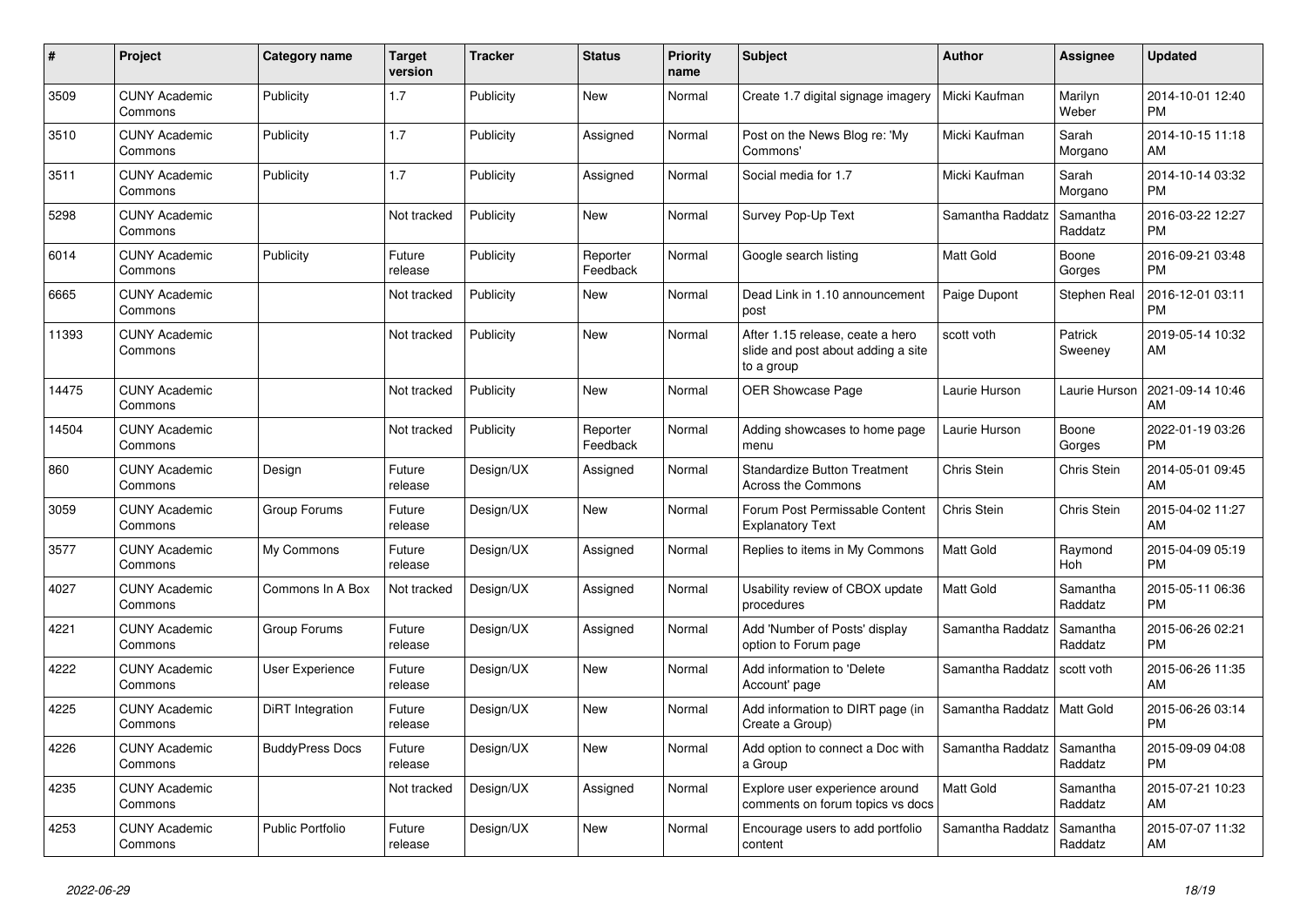| # | Project | Category name | Target version | Tracker | Status | Priority name | Subject | Author | Assignee | Updated |
|---|---|---|---|---|---|---|---|---|---|---|
| 3509 | CUNY Academic Commons | Publicity | 1.7 | Publicity | New | Normal | Create 1.7 digital signage imagery | Micki Kaufman | Marilyn Weber | 2014-10-01 12:40 PM |
| 3510 | CUNY Academic Commons | Publicity | 1.7 | Publicity | Assigned | Normal | Post on the News Blog re: 'My Commons' | Micki Kaufman | Sarah Morgano | 2014-10-15 11:18 AM |
| 3511 | CUNY Academic Commons | Publicity | 1.7 | Publicity | Assigned | Normal | Social media for 1.7 | Micki Kaufman | Sarah Morgano | 2014-10-14 03:32 PM |
| 5298 | CUNY Academic Commons | | Not tracked | Publicity | New | Normal | Survey Pop-Up Text | Samantha Raddatz | Samantha Raddatz | 2016-03-22 12:27 PM |
| 6014 | CUNY Academic Commons | Publicity | Future release | Publicity | Reporter Feedback | Normal | Google search listing | Matt Gold | Boone Gorges | 2016-09-21 03:48 PM |
| 6665 | CUNY Academic Commons | | Not tracked | Publicity | New | Normal | Dead Link in 1.10 announcement post | Paige Dupont | Stephen Real | 2016-12-01 03:11 PM |
| 11393 | CUNY Academic Commons | | Not tracked | Publicity | New | Normal | After 1.15 release, ceate a hero slide and post about adding a site to a group | scott voth | Patrick Sweeney | 2019-05-14 10:32 AM |
| 14475 | CUNY Academic Commons | | Not tracked | Publicity | New | Normal | OER Showcase Page | Laurie Hurson | Laurie Hurson | 2021-09-14 10:46 AM |
| 14504 | CUNY Academic Commons | | Not tracked | Publicity | Reporter Feedback | Normal | Adding showcases to home page menu | Laurie Hurson | Boone Gorges | 2022-01-19 03:26 PM |
| 860 | CUNY Academic Commons | Design | Future release | Design/UX | Assigned | Normal | Standardize Button Treatment Across the Commons | Chris Stein | Chris Stein | 2014-05-01 09:45 AM |
| 3059 | CUNY Academic Commons | Group Forums | Future release | Design/UX | New | Normal | Forum Post Permissable Content Explanatory Text | Chris Stein | Chris Stein | 2015-04-02 11:27 AM |
| 3577 | CUNY Academic Commons | My Commons | Future release | Design/UX | Assigned | Normal | Replies to items in My Commons | Matt Gold | Raymond Hoh | 2015-04-09 05:19 PM |
| 4027 | CUNY Academic Commons | Commons In A Box | Not tracked | Design/UX | Assigned | Normal | Usability review of CBOX update procedures | Matt Gold | Samantha Raddatz | 2015-05-11 06:36 PM |
| 4221 | CUNY Academic Commons | Group Forums | Future release | Design/UX | Assigned | Normal | Add 'Number of Posts' display option to Forum page | Samantha Raddatz | Samantha Raddatz | 2015-06-26 02:21 PM |
| 4222 | CUNY Academic Commons | User Experience | Future release | Design/UX | New | Normal | Add information to 'Delete Account' page | Samantha Raddatz | scott voth | 2015-06-26 11:35 AM |
| 4225 | CUNY Academic Commons | DiRT Integration | Future release | Design/UX | New | Normal | Add information to DIRT page (in Create a Group) | Samantha Raddatz | Matt Gold | 2015-06-26 03:14 PM |
| 4226 | CUNY Academic Commons | BuddyPress Docs | Future release | Design/UX | New | Normal | Add option to connect a Doc with a Group | Samantha Raddatz | Samantha Raddatz | 2015-09-09 04:08 PM |
| 4235 | CUNY Academic Commons | | Not tracked | Design/UX | Assigned | Normal | Explore user experience around comments on forum topics vs docs | Matt Gold | Samantha Raddatz | 2015-07-21 10:23 AM |
| 4253 | CUNY Academic Commons | Public Portfolio | Future release | Design/UX | New | Normal | Encourage users to add portfolio content | Samantha Raddatz | Samantha Raddatz | 2015-07-07 11:32 AM |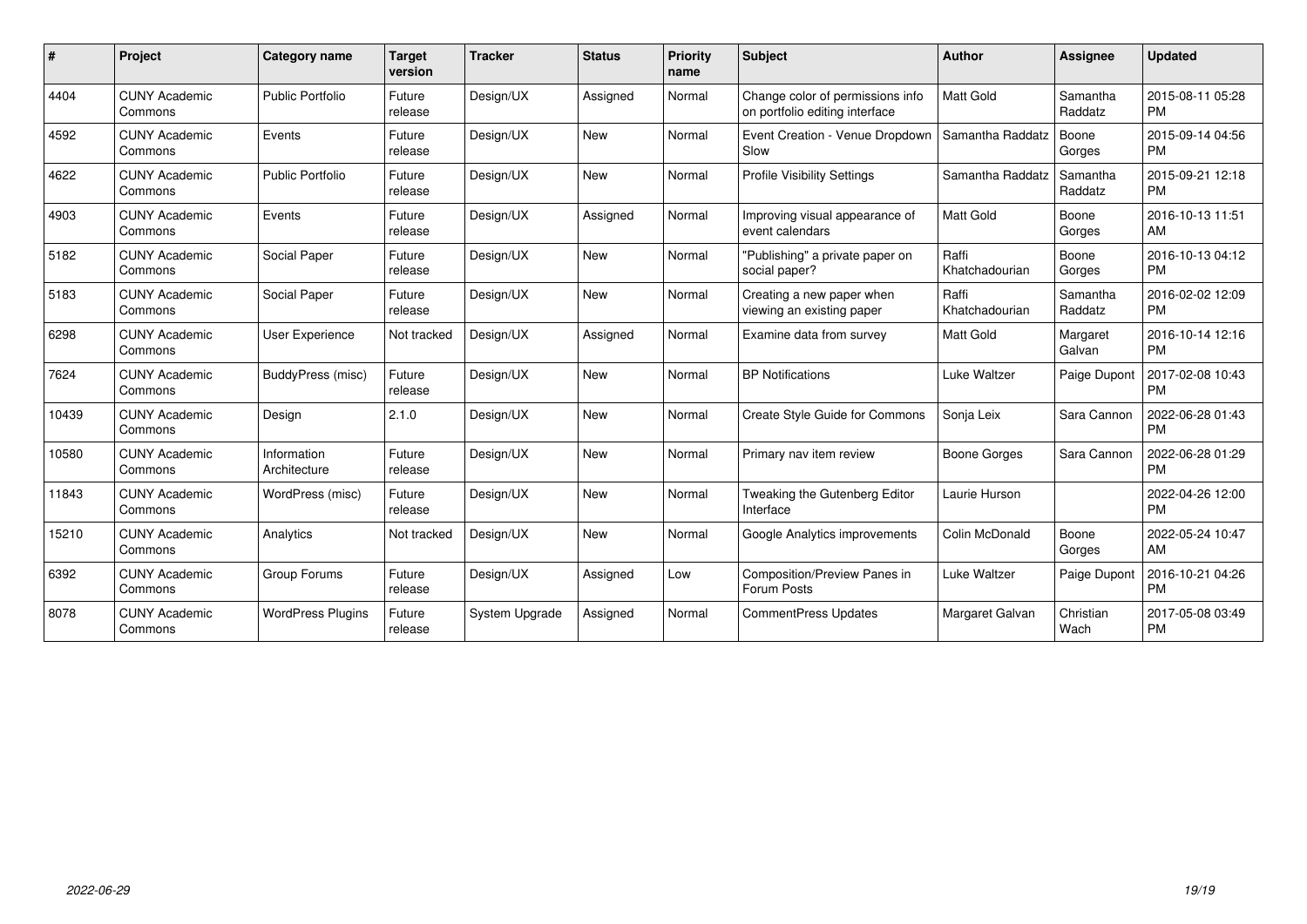| # | Project | Category name | Target version | Tracker | Status | Priority name | Subject | Author | Assignee | Updated |
|---|---|---|---|---|---|---|---|---|---|---|
| 4404 | CUNY Academic Commons | Public Portfolio | Future release | Design/UX | Assigned | Normal | Change color of permissions info on portfolio editing interface | Matt Gold | Samantha Raddatz | 2015-08-11 05:28 PM |
| 4592 | CUNY Academic Commons | Events | Future release | Design/UX | New | Normal | Event Creation - Venue Dropdown Slow | Samantha Raddatz | Boone Gorges | 2015-09-14 04:56 PM |
| 4622 | CUNY Academic Commons | Public Portfolio | Future release | Design/UX | New | Normal | Profile Visibility Settings | Samantha Raddatz | Samantha Raddatz | 2015-09-21 12:18 PM |
| 4903 | CUNY Academic Commons | Events | Future release | Design/UX | Assigned | Normal | Improving visual appearance of event calendars | Matt Gold | Boone Gorges | 2016-10-13 11:51 AM |
| 5182 | CUNY Academic Commons | Social Paper | Future release | Design/UX | New | Normal | "Publishing" a private paper on social paper? | Raffi Khatchadourian | Boone Gorges | 2016-10-13 04:12 PM |
| 5183 | CUNY Academic Commons | Social Paper | Future release | Design/UX | New | Normal | Creating a new paper when viewing an existing paper | Raffi Khatchadourian | Samantha Raddatz | 2016-02-02 12:09 PM |
| 6298 | CUNY Academic Commons | User Experience | Not tracked | Design/UX | Assigned | Normal | Examine data from survey | Matt Gold | Margaret Galvan | 2016-10-14 12:16 PM |
| 7624 | CUNY Academic Commons | BuddyPress (misc) | Future release | Design/UX | New | Normal | BP Notifications | Luke Waltzer | Paige Dupont | 2017-02-08 10:43 PM |
| 10439 | CUNY Academic Commons | Design | 2.1.0 | Design/UX | New | Normal | Create Style Guide for Commons | Sonja Leix | Sara Cannon | 2022-06-28 01:43 PM |
| 10580 | CUNY Academic Commons | Information Architecture | Future release | Design/UX | New | Normal | Primary nav item review | Boone Gorges | Sara Cannon | 2022-06-28 01:29 PM |
| 11843 | CUNY Academic Commons | WordPress (misc) | Future release | Design/UX | New | Normal | Tweaking the Gutenberg Editor Interface | Laurie Hurson | | 2022-04-26 12:00 PM |
| 15210 | CUNY Academic Commons | Analytics | Not tracked | Design/UX | New | Normal | Google Analytics improvements | Colin McDonald | Boone Gorges | 2022-05-24 10:47 AM |
| 6392 | CUNY Academic Commons | Group Forums | Future release | Design/UX | Assigned | Low | Composition/Preview Panes in Forum Posts | Luke Waltzer | Paige Dupont | 2016-10-21 04:26 PM |
| 8078 | CUNY Academic Commons | WordPress Plugins | Future release | System Upgrade | Assigned | Normal | CommentPress Updates | Margaret Galvan | Christian Wach | 2017-05-08 03:49 PM |